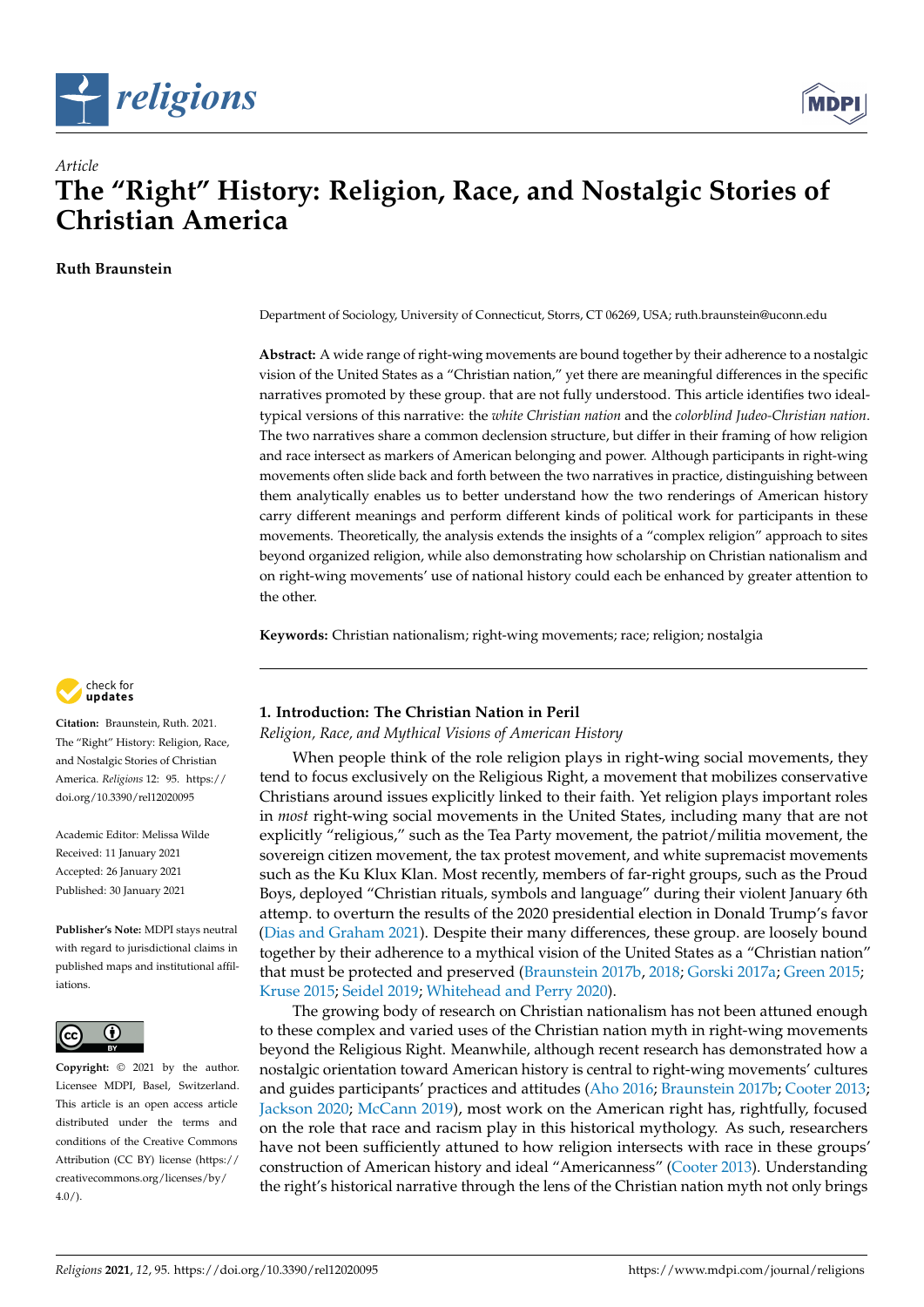*Article*

# The "Right" History: Religion, Race, and Nostalgic Stories of Christian America

**Ruth Braunstein**

Department of Sociology, University of Connecticut, Storrs, CT 06269, USA; ruth.braunstein@uconn.edu

**Abstract:** A wide range of right-wing movements are bound together by their adherence to a nostalgic vision of the United States as a "Christian nation," yet there are meaningful differences in the specific narratives promoted by these group. that are not fully understood. This article identifies two ideal-typical versions of this narrative: the *white Christian nation* and the *colorblind Judeo-Christian nation*. The two narratives share a common declension structure, but differ in their framing of how religion and race intersect as markers of American belonging and power. Although participants in right-wing movements often slide back and forth between the two narratives in practice, distinguishing between them analytically enables us to better understand how the two renderings of American history carry different meanings and perform different kinds of political work for participants in these movements. Theoretically, the analysis extends the insights of a "complex religion" approach to sites beyond organized religion, while also demonstrating how scholarship on Christian nationalism and on right-wing movements' use of national history could each be enhanced by greater attention to the other.

**Keywords:** Christian nationalism; right-wing movements; race; religion; nostalgia

**Citation:** Braunstein, Ruth. 2021. The "Right" History: Religion, Race, and Nostalgic Stories of Christian America. *Religions* 12: 95. https://doi.org/10.3390/rel12020095

Academic Editor: Melissa Wilde

Received: 11 January 2021
Accepted: 26 January 2021
Published: 30 January 2021

**Publisher's Note:** MDPI stays neutral with regard to jurisdictional claims in published maps and institutional affiliations.

**Copyright:** © 2021 by the author. Licensee MDPI, Basel, Switzerland. This article is an open access article distributed under the terms and conditions of the Creative Commons Attribution (CC BY) license (https://creativecommons.org/licenses/by/4.0/).

## 1. Introduction: The Christian Nation in Peril

*Religion, Race, and Mythical Visions of American History*

When people think of the role religion plays in right-wing social movements, they tend to focus exclusively on the Religious Right, a movement that mobilizes conservative Christians around issues explicitly linked to their faith. Yet religion plays important roles in *most* right-wing social movements in the United States, including many that are not explicitly "religious," such as the Tea Party movement, the patriot/militia movement, the sovereign citizen movement, the tax protest movement, and white supremacist movements such as the Ku Klux Klan. Most recently, members of far-right groups, such as the Proud Boys, deployed "Christian rituals, symbols and language" during their violent January 6th attemp. to overturn the results of the 2020 presidential election in Donald Trump's favor (Dias and Graham 2021). Despite their many differences, these group. are loosely bound together by their adherence to a mythical vision of the United States as a "Christian nation" that must be protected and preserved (Braunstein 2017b, 2018; Gorski 2017a; Green 2015; Kruse 2015; Seidel 2019; Whitehead and Perry 2020).

The growing body of research on Christian nationalism has not been attuned enough to these complex and varied uses of the Christian nation myth in right-wing movements beyond the Religious Right. Meanwhile, although recent research has demonstrated how a nostalgic orientation toward American history is central to right-wing movements' cultures and guides participants' practices and attitudes (Aho 2016; Braunstein 2017b; Cooter 2013; Jackson 2020; McCann 2019), most work on the American right has, rightfully, focused on the role that race and racism play in this historical mythology. As such, researchers have not been sufficiently attuned to how religion intersects with race in these groups' construction of American history and ideal "Americanness" (Cooter 2013). Understanding the right's historical narrative through the lens of the Christian nation myth not only brings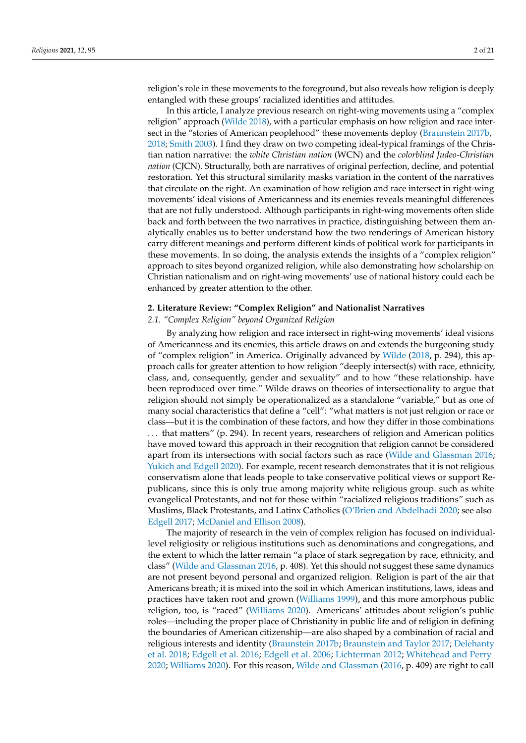religion's role in these movements to the foreground, but also reveals how religion is deeply entangled with these groups' racialized identities and attitudes.

In this article, I analyze previous research on right-wing movements using a "complex religion" approach (Wilde 2018), with a particular emphasis on how religion and race intersect in the "stories of American peoplehood" these movements deploy (Braunstein 2017b, 2018; Smith 2003). I find they draw on two competing ideal-typical framings of the Christian nation narrative: the *white Christian nation* (WCN) and the *colorblind Judeo-Christian nation* (CJCN). Structurally, both are narratives of original perfection, decline, and potential restoration. Yet this structural similarity masks variation in the content of the narratives that circulate on the right. An examination of how religion and race intersect in right-wing movements' ideal visions of Americanness and its enemies reveals meaningful differences that are not fully understood. Although participants in right-wing movements often slide back and forth between the two narratives in practice, distinguishing between them analytically enables us to better understand how the two renderings of American history carry different meanings and perform different kinds of political work for participants in these movements. In so doing, the analysis extends the insights of a "complex religion" approach to sites beyond organized religion, while also demonstrating how scholarship on Christian nationalism and on right-wing movements' use of national history could each be enhanced by greater attention to the other.

## 2. Literature Review: "Complex Religion" and Nationalist Narratives

### 2.1. "Complex Religion" beyond Organized Religion

By analyzing how religion and race intersect in right-wing movements' ideal visions of Americanness and its enemies, this article draws on and extends the burgeoning study of "complex religion" in America. Originally advanced by Wilde (2018, p. 294), this approach calls for greater attention to how religion "deeply intersect(s) with race, ethnicity, class, and, consequently, gender and sexuality" and to how "these relationship. have been reproduced over time." Wilde draws on theories of intersectionality to argue that religion should not simply be operationalized as a standalone "variable," but as one of many social characteristics that define a "cell": "what matters is not just religion or race or class—but it is the combination of these factors, and how they differ in those combinations . . . that matters" (p. 294). In recent years, researchers of religion and American politics have moved toward this approach in their recognition that religion cannot be considered apart from its intersections with social factors such as race (Wilde and Glassman 2016; Yukich and Edgell 2020). For example, recent research demonstrates that it is not religious conservatism alone that leads people to take conservative political views or support Republicans, since this is only true among majority white religious group. such as white evangelical Protestants, and not for those within "racialized religious traditions" such as Muslims, Black Protestants, and Latinx Catholics (O'Brien and Abdelhadi 2020; see also Edgell 2017; McDaniel and Ellison 2008).

The majority of research in the vein of complex religion has focused on individual-level religiosity or religious institutions such as denominations and congregations, and the extent to which the latter remain "a place of stark segregation by race, ethnicity, and class" (Wilde and Glassman 2016, p. 408). Yet this should not suggest these same dynamics are not present beyond personal and organized religion. Religion is part of the air that Americans breath; it is mixed into the soil in which American institutions, laws, ideas and practices have taken root and grown (Williams 1999), and this more amorphous public religion, too, is "raced" (Williams 2020). Americans' attitudes about religion's public roles—including the proper place of Christianity in public life and of religion in defining the boundaries of American citizenship—are also shaped by a combination of racial and religious interests and identity (Braunstein 2017b; Braunstein and Taylor 2017; Delehanty et al. 2018; Edgell et al. 2016; Edgell et al. 2006; Lichterman 2012; Whitehead and Perry 2020; Williams 2020). For this reason, Wilde and Glassman (2016, p. 409) are right to call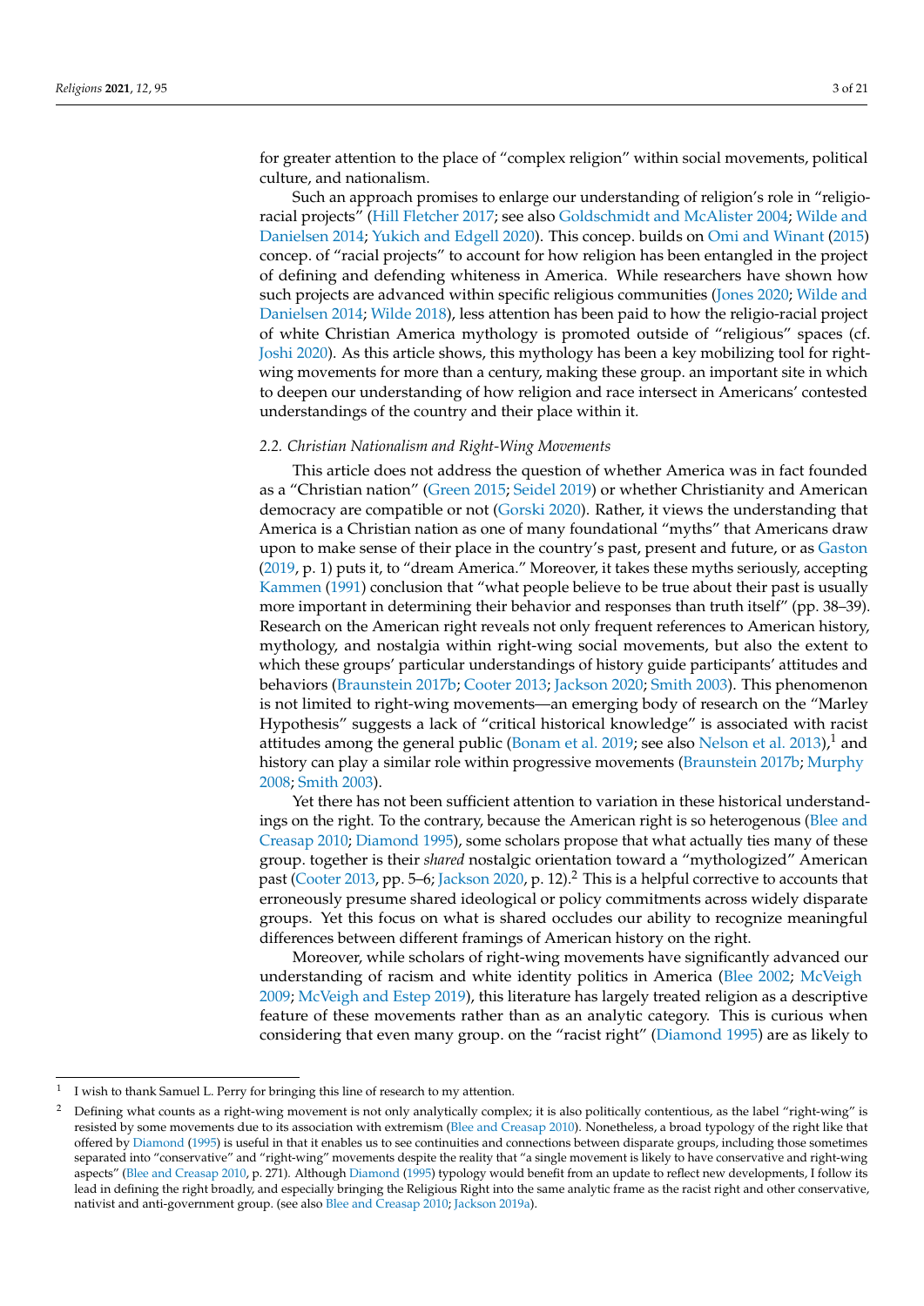for greater attention to the place of "complex religion" within social movements, political culture, and nationalism.

Such an approach promises to enlarge our understanding of religion's role in "religio-racial projects" (Hill Fletcher 2017; see also Goldschmidt and McAlister 2004; Wilde and Danielsen 2014; Yukich and Edgell 2020). This concep. builds on Omi and Winant (2015) concep. of "racial projects" to account for how religion has been entangled in the project of defining and defending whiteness in America. While researchers have shown how such projects are advanced within specific religious communities (Jones 2020; Wilde and Danielsen 2014; Wilde 2018), less attention has been paid to how the religio-racial project of white Christian America mythology is promoted outside of "religious" spaces (cf. Joshi 2020). As this article shows, this mythology has been a key mobilizing tool for right-wing movements for more than a century, making these group. an important site in which to deepen our understanding of how religion and race intersect in Americans' contested understandings of the country and their place within it.

### 2.2. Christian Nationalism and Right-Wing Movements

This article does not address the question of whether America was in fact founded as a "Christian nation" (Green 2015; Seidel 2019) or whether Christianity and American democracy are compatible or not (Gorski 2020). Rather, it views the understanding that America is a Christian nation as one of many foundational "myths" that Americans draw upon to make sense of their place in the country's past, present and future, or as Gaston (2019, p. 1) puts it, to "dream America." Moreover, it takes these myths seriously, accepting Kammen (1991) conclusion that "what people believe to be true about their past is usually more important in determining their behavior and responses than truth itself" (pp. 38–39). Research on the American right reveals not only frequent references to American history, mythology, and nostalgia within right-wing social movements, but also the extent to which these groups' particular understandings of history guide participants' attitudes and behaviors (Braunstein 2017b; Cooter 2013; Jackson 2020; Smith 2003). This phenomenon is not limited to right-wing movements—an emerging body of research on the "Marley Hypothesis" suggests a lack of "critical historical knowledge" is associated with racist attitudes among the general public (Bonam et al. 2019; see also Nelson et al. 2013),[1] and history can play a similar role within progressive movements (Braunstein 2017b; Murphy 2008; Smith 2003).

Yet there has not been sufficient attention to variation in these historical understandings on the right. To the contrary, because the American right is so heterogenous (Blee and Creasap 2010; Diamond 1995), some scholars propose that what actually ties many of these group. together is their *shared* nostalgic orientation toward a "mythologized" American past (Cooter 2013, pp. 5–6; Jackson 2020, p. 12).[2] This is a helpful corrective to accounts that erroneously presume shared ideological or policy commitments across widely disparate groups. Yet this focus on what is shared occludes our ability to recognize meaningful differences between different framings of American history on the right.

Moreover, while scholars of right-wing movements have significantly advanced our understanding of racism and white identity politics in America (Blee 2002; McVeigh 2009; McVeigh and Estep 2019), this literature has largely treated religion as a descriptive feature of these movements rather than as an analytic category. This is curious when considering that even many group. on the "racist right" (Diamond 1995) are as likely to

---

[1] I wish to thank Samuel L. Perry for bringing this line of research to my attention.

[2] Defining what counts as a right-wing movement is not only analytically complex; it is also politically contentious, as the label "right-wing" is resisted by some movements due to its association with extremism (Blee and Creasap 2010). Nonetheless, a broad typology of the right like that offered by Diamond (1995) is useful in that it enables us to see continuities and connections between disparate groups, including those sometimes separated into "conservative" and "right-wing" movements despite the reality that "a single movement is likely to have conservative and right-wing aspects" (Blee and Creasap 2010, p. 271). Although Diamond (1995) typology would benefit from an update to reflect new developments, I follow its lead in defining the right broadly, and especially bringing the Religious Right into the same analytic frame as the racist right and other conservative, nativist and anti-government group. (see also Blee and Creasap 2010; Jackson 2019a).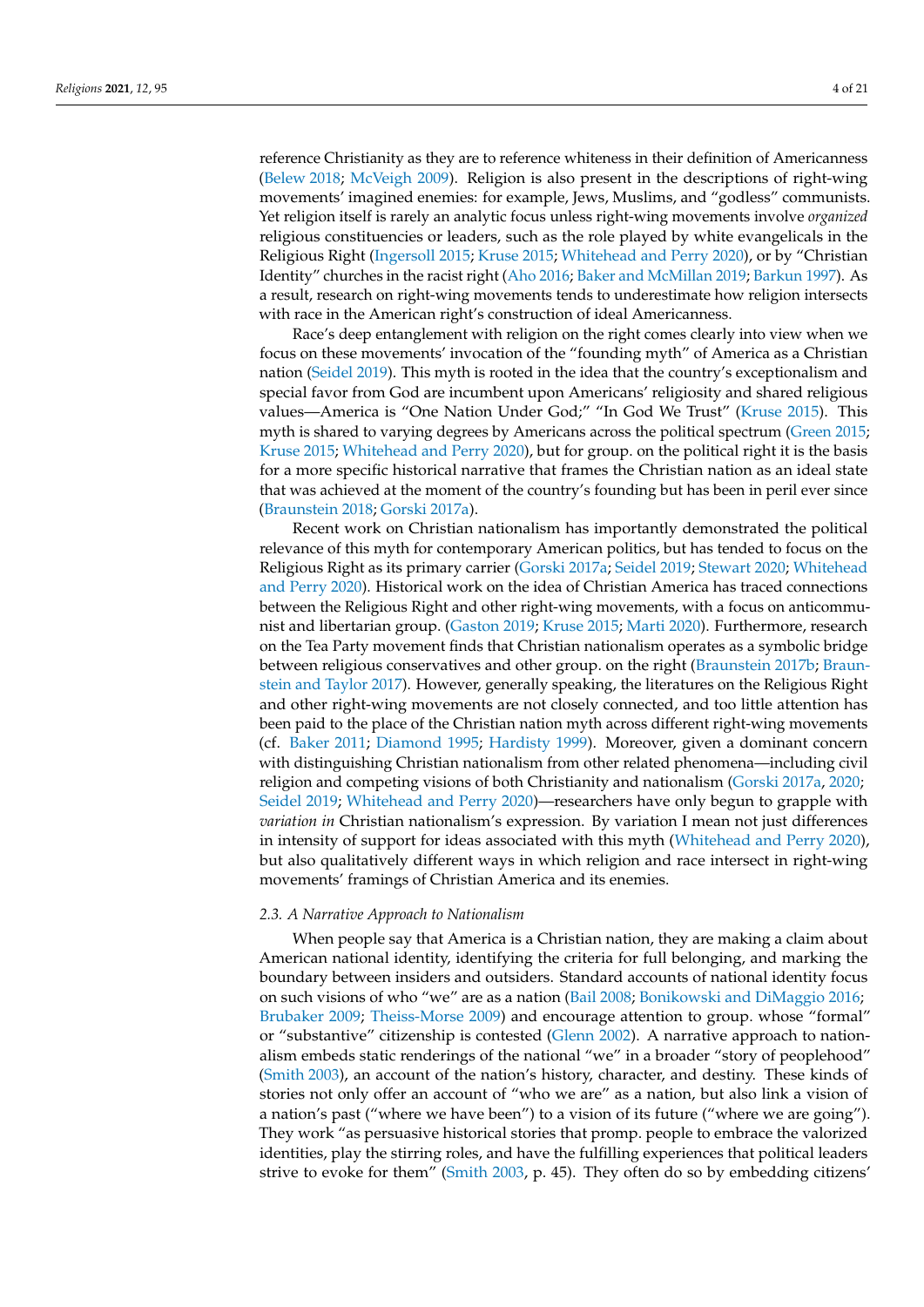reference Christianity as they are to reference whiteness in their definition of Americanness (Belew 2018; McVeigh 2009). Religion is also present in the descriptions of right-wing movements' imagined enemies: for example, Jews, Muslims, and "godless" communists. Yet religion itself is rarely an analytic focus unless right-wing movements involve *organized* religious constituencies or leaders, such as the role played by white evangelicals in the Religious Right (Ingersoll 2015; Kruse 2015; Whitehead and Perry 2020), or by "Christian Identity" churches in the racist right (Aho 2016; Baker and McMillan 2019; Barkun 1997). As a result, research on right-wing movements tends to underestimate how religion intersects with race in the American right's construction of ideal Americanness.

Race's deep entanglement with religion on the right comes clearly into view when we focus on these movements' invocation of the "founding myth" of America as a Christian nation (Seidel 2019). This myth is rooted in the idea that the country's exceptionalism and special favor from God are incumbent upon Americans' religiosity and shared religious values—America is "One Nation Under God;" "In God We Trust" (Kruse 2015). This myth is shared to varying degrees by Americans across the political spectrum (Green 2015; Kruse 2015; Whitehead and Perry 2020), but for group. on the political right it is the basis for a more specific historical narrative that frames the Christian nation as an ideal state that was achieved at the moment of the country's founding but has been in peril ever since (Braunstein 2018; Gorski 2017a).

Recent work on Christian nationalism has importantly demonstrated the political relevance of this myth for contemporary American politics, but has tended to focus on the Religious Right as its primary carrier (Gorski 2017a; Seidel 2019; Stewart 2020; Whitehead and Perry 2020). Historical work on the idea of Christian America has traced connections between the Religious Right and other right-wing movements, with a focus on anticommunist and libertarian group. (Gaston 2019; Kruse 2015; Marti 2020). Furthermore, research on the Tea Party movement finds that Christian nationalism operates as a symbolic bridge between religious conservatives and other group. on the right (Braunstein 2017b; Braunstein and Taylor 2017). However, generally speaking, the literatures on the Religious Right and other right-wing movements are not closely connected, and too little attention has been paid to the place of the Christian nation myth across different right-wing movements (cf. Baker 2011; Diamond 1995; Hardisty 1999). Moreover, given a dominant concern with distinguishing Christian nationalism from other related phenomena—including civil religion and competing visions of both Christianity and nationalism (Gorski 2017a, 2020; Seidel 2019; Whitehead and Perry 2020)—researchers have only begun to grapple with *variation in* Christian nationalism's expression. By variation I mean not just differences in intensity of support for ideas associated with this myth (Whitehead and Perry 2020), but also qualitatively different ways in which religion and race intersect in right-wing movements' framings of Christian America and its enemies.

### 2.3. A Narrative Approach to Nationalism

When people say that America is a Christian nation, they are making a claim about American national identity, identifying the criteria for full belonging, and marking the boundary between insiders and outsiders. Standard accounts of national identity focus on such visions of who "we" are as a nation (Bail 2008; Bonikowski and DiMaggio 2016; Brubaker 2009; Theiss-Morse 2009) and encourage attention to group. whose "formal" or "substantive" citizenship is contested (Glenn 2002). A narrative approach to nationalism embeds static renderings of the national "we" in a broader "story of peoplehood" (Smith 2003), an account of the nation's history, character, and destiny. These kinds of stories not only offer an account of "who we are" as a nation, but also link a vision of a nation's past ("where we have been") to a vision of its future ("where we are going"). They work "as persuasive historical stories that promp. people to embrace the valorized identities, play the stirring roles, and have the fulfilling experiences that political leaders strive to evoke for them" (Smith 2003, p. 45). They often do so by embedding citizens'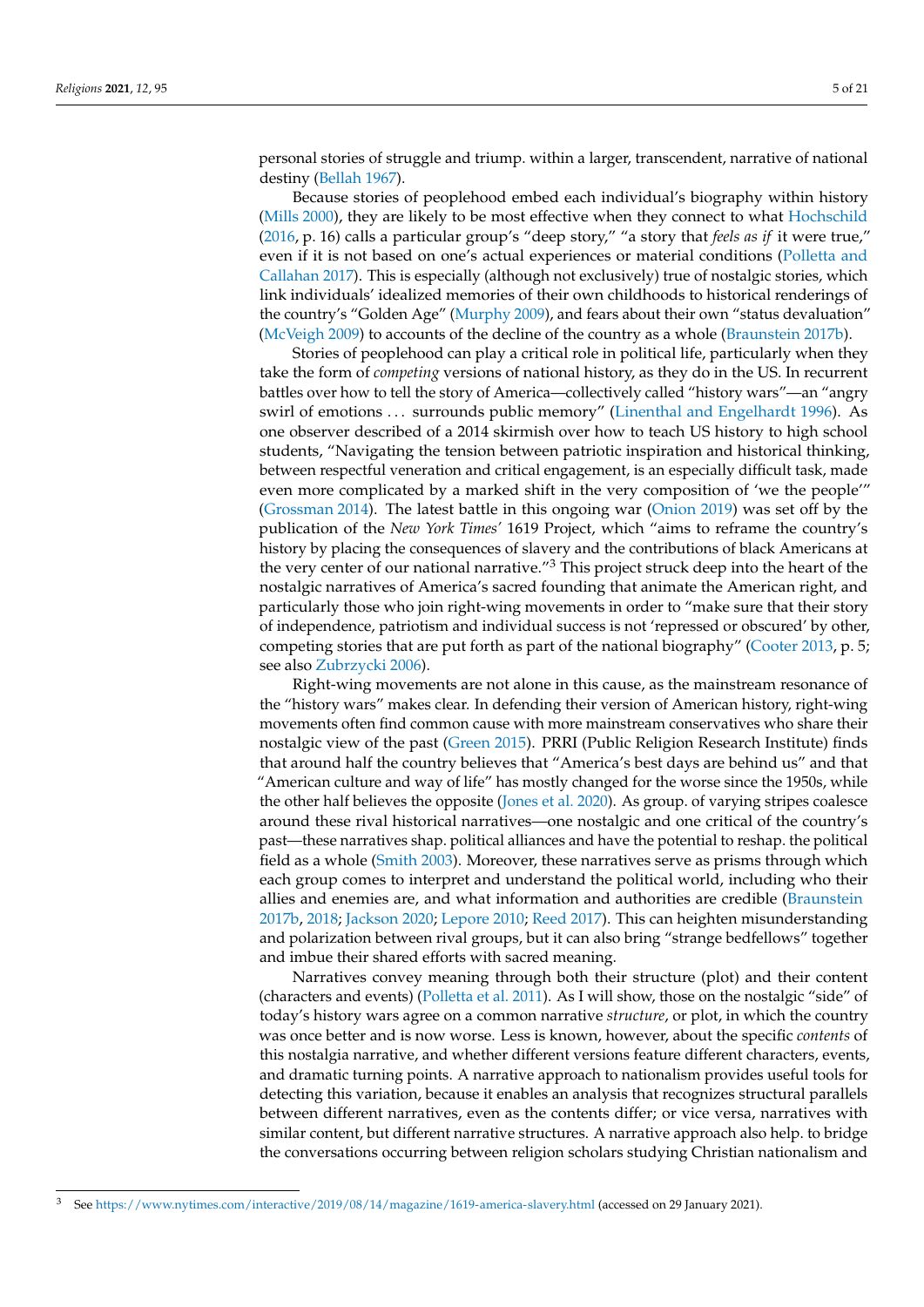personal stories of struggle and triump. within a larger, transcendent, narrative of national destiny (Bellah 1967).

Because stories of peoplehood embed each individual's biography within history (Mills 2000), they are likely to be most effective when they connect to what Hochschild (2016, p. 16) calls a particular group's "deep story," "a story that *feels as if* it were true," even if it is not based on one's actual experiences or material conditions (Polletta and Callahan 2017). This is especially (although not exclusively) true of nostalgic stories, which link individuals' idealized memories of their own childhoods to historical renderings of the country's "Golden Age" (Murphy 2009), and fears about their own "status devaluation" (McVeigh 2009) to accounts of the decline of the country as a whole (Braunstein 2017b).

Stories of peoplehood can play a critical role in political life, particularly when they take the form of *competing* versions of national history, as they do in the US. In recurrent battles over how to tell the story of America—collectively called "history wars"—an "angry swirl of emotions ... surrounds public memory" (Linenthal and Engelhardt 1996). As one observer described of a 2014 skirmish over how to teach US history to high school students, "Navigating the tension between patriotic inspiration and historical thinking, between respectful veneration and critical engagement, is an especially difficult task, made even more complicated by a marked shift in the very composition of 'we the people'" (Grossman 2014). The latest battle in this ongoing war (Onion 2019) was set off by the publication of the *New York Times'* 1619 Project, which "aims to reframe the country's history by placing the consequences of slavery and the contributions of black Americans at the very center of our national narrative."[3] This project struck deep into the heart of the nostalgic narratives of America's sacred founding that animate the American right, and particularly those who join right-wing movements in order to "make sure that their story of independence, patriotism and individual success is not 'repressed or obscured' by other, competing stories that are put forth as part of the national biography" (Cooter 2013, p. 5; see also Zubrzycki 2006).

Right-wing movements are not alone in this cause, as the mainstream resonance of the "history wars" makes clear. In defending their version of American history, right-wing movements often find common cause with more mainstream conservatives who share their nostalgic view of the past (Green 2015). PRRI (Public Religion Research Institute) finds that around half the country believes that "America's best days are behind us" and that "American culture and way of life" has mostly changed for the worse since the 1950s, while the other half believes the opposite (Jones et al. 2020). As group. of varying stripes coalesce around these rival historical narratives—one nostalgic and one critical of the country's past—these narratives shap. political alliances and have the potential to reshap. the political field as a whole (Smith 2003). Moreover, these narratives serve as prisms through which each group comes to interpret and understand the political world, including who their allies and enemies are, and what information and authorities are credible (Braunstein 2017b, 2018; Jackson 2020; Lepore 2010; Reed 2017). This can heighten misunderstanding and polarization between rival groups, but it can also bring "strange bedfellows" together and imbue their shared efforts with sacred meaning.

Narratives convey meaning through both their structure (plot) and their content (characters and events) (Polletta et al. 2011). As I will show, those on the nostalgic "side" of today's history wars agree on a common narrative *structure*, or plot, in which the country was once better and is now worse. Less is known, however, about the specific *contents* of this nostalgia narrative, and whether different versions feature different characters, events, and dramatic turning points. A narrative approach to nationalism provides useful tools for detecting this variation, because it enables an analysis that recognizes structural parallels between different narratives, even as the contents differ; or vice versa, narratives with similar content, but different narrative structures. A narrative approach also help. to bridge the conversations occurring between religion scholars studying Christian nationalism and

---

[3] See https://www.nytimes.com/interactive/2019/08/14/magazine/1619-america-slavery.html (accessed on 29 January 2021).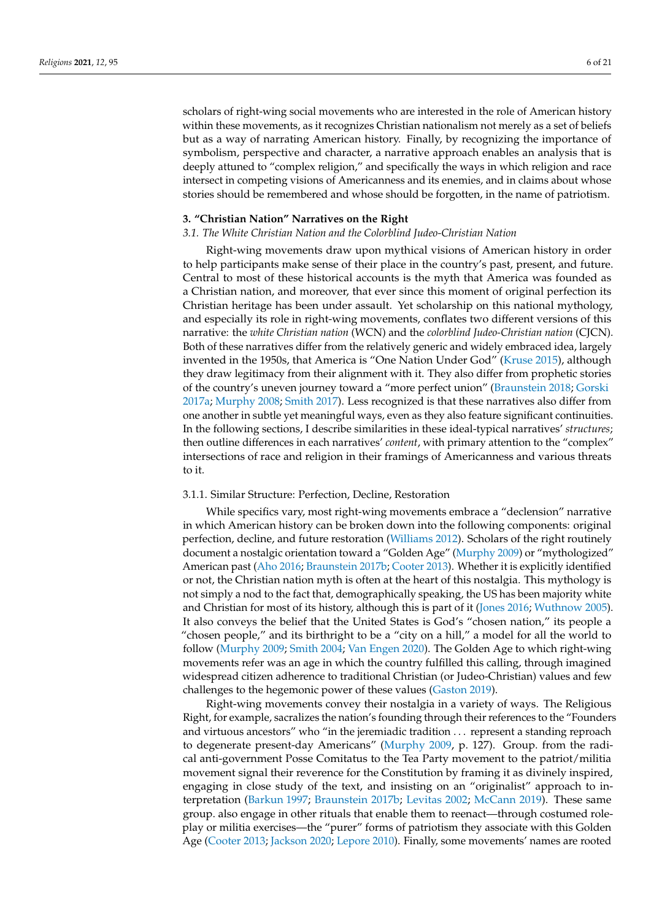scholars of right-wing social movements who are interested in the role of American history within these movements, as it recognizes Christian nationalism not merely as a set of beliefs but as a way of narrating American history. Finally, by recognizing the importance of symbolism, perspective and character, a narrative approach enables an analysis that is deeply attuned to "complex religion," and specifically the ways in which religion and race intersect in competing visions of Americanness and its enemies, and in claims about whose stories should be remembered and whose should be forgotten, in the name of patriotism.

## 3. "Christian Nation" Narratives on the Right

### *3.1. The White Christian Nation and the Colorblind Judeo-Christian Nation*

Right-wing movements draw upon mythical visions of American history in order to help participants make sense of their place in the country's past, present, and future. Central to most of these historical accounts is the myth that America was founded as a Christian nation, and moreover, that ever since this moment of original perfection its Christian heritage has been under assault. Yet scholarship on this national mythology, and especially its role in right-wing movements, conflates two different versions of this narrative: the *white Christian nation* (WCN) and the *colorblind Judeo-Christian nation* (CJCN). Both of these narratives differ from the relatively generic and widely embraced idea, largely invented in the 1950s, that America is "One Nation Under God" (Kruse 2015), although they draw legitimacy from their alignment with it. They also differ from prophetic stories of the country's uneven journey toward a "more perfect union" (Braunstein 2018; Gorski 2017a; Murphy 2008; Smith 2017). Less recognized is that these narratives also differ from one another in subtle yet meaningful ways, even as they also feature significant continuities. In the following sections, I describe similarities in these ideal-typical narratives' *structures*; then outline differences in each narratives' *content*, with primary attention to the "complex" intersections of race and religion in their framings of Americanness and various threats to it.

#### 3.1.1. Similar Structure: Perfection, Decline, Restoration

While specifics vary, most right-wing movements embrace a "declension" narrative in which American history can be broken down into the following components: original perfection, decline, and future restoration (Williams 2012). Scholars of the right routinely document a nostalgic orientation toward a "Golden Age" (Murphy 2009) or "mythologized" American past (Aho 2016; Braunstein 2017b; Cooter 2013). Whether it is explicitly identified or not, the Christian nation myth is often at the heart of this nostalgia. This mythology is not simply a nod to the fact that, demographically speaking, the US has been majority white and Christian for most of its history, although this is part of it (Jones 2016; Wuthnow 2005). It also conveys the belief that the United States is God's "chosen nation," its people a "chosen people," and its birthright to be a "city on a hill," a model for all the world to follow (Murphy 2009; Smith 2004; Van Engen 2020). The Golden Age to which right-wing movements refer was an age in which the country fulfilled this calling, through imagined widespread citizen adherence to traditional Christian (or Judeo-Christian) values and few challenges to the hegemonic power of these values (Gaston 2019).

Right-wing movements convey their nostalgia in a variety of ways. The Religious Right, for example, sacralizes the nation's founding through their references to the "Founders and virtuous ancestors" who "in the jeremiadic tradition . . . represent a standing reproach to degenerate present-day Americans" (Murphy 2009, p. 127). Group. from the radical anti-government Posse Comitatus to the Tea Party movement to the patriot/militia movement signal their reverence for the Constitution by framing it as divinely inspired, engaging in close study of the text, and insisting on an "originalist" approach to interpretation (Barkun 1997; Braunstein 2017b; Levitas 2002; McCann 2019). These same group. also engage in other rituals that enable them to reenact—through costumed role-play or militia exercises—the "purer" forms of patriotism they associate with this Golden Age (Cooter 2013; Jackson 2020; Lepore 2010). Finally, some movements' names are rooted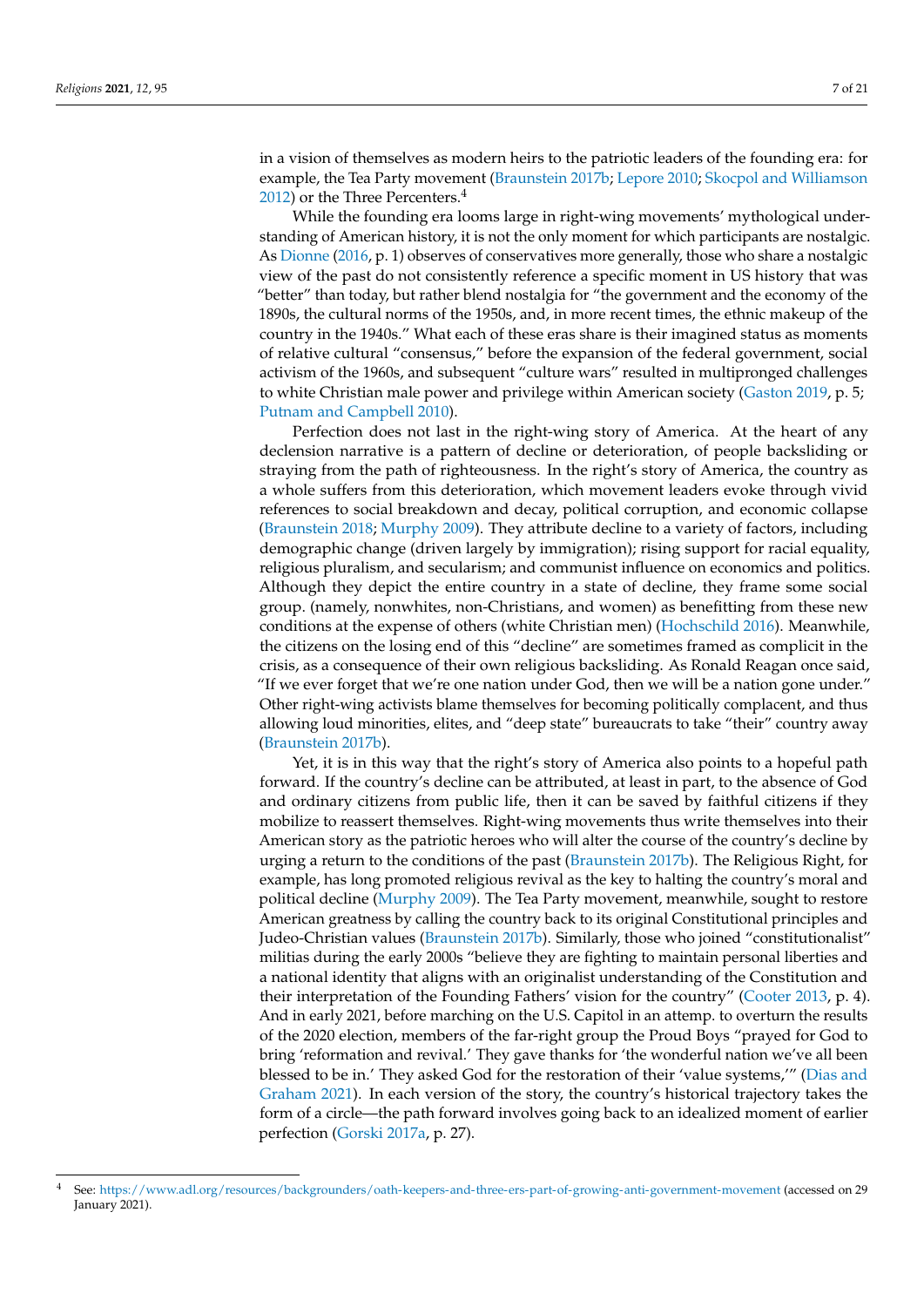in a vision of themselves as modern heirs to the patriotic leaders of the founding era: for example, the Tea Party movement (Braunstein 2017b; Lepore 2010; Skocpol and Williamson 2012) or the Three Percenters.[4]

While the founding era looms large in right-wing movements' mythological understanding of American history, it is not the only moment for which participants are nostalgic. As Dionne (2016, p. 1) observes of conservatives more generally, those who share a nostalgic view of the past do not consistently reference a specific moment in US history that was "better" than today, but rather blend nostalgia for "the government and the economy of the 1890s, the cultural norms of the 1950s, and, in more recent times, the ethnic makeup of the country in the 1940s." What each of these eras share is their imagined status as moments of relative cultural "consensus," before the expansion of the federal government, social activism of the 1960s, and subsequent "culture wars" resulted in multipronged challenges to white Christian male power and privilege within American society (Gaston 2019, p. 5; Putnam and Campbell 2010).

Perfection does not last in the right-wing story of America. At the heart of any declension narrative is a pattern of decline or deterioration, of people backsliding or straying from the path of righteousness. In the right's story of America, the country as a whole suffers from this deterioration, which movement leaders evoke through vivid references to social breakdown and decay, political corruption, and economic collapse (Braunstein 2018; Murphy 2009). They attribute decline to a variety of factors, including demographic change (driven largely by immigration); rising support for racial equality, religious pluralism, and secularism; and communist influence on economics and politics. Although they depict the entire country in a state of decline, they frame some social group. (namely, nonwhites, non-Christians, and women) as benefitting from these new conditions at the expense of others (white Christian men) (Hochschild 2016). Meanwhile, the citizens on the losing end of this "decline" are sometimes framed as complicit in the crisis, as a consequence of their own religious backsliding. As Ronald Reagan once said, "If we ever forget that we're one nation under God, then we will be a nation gone under." Other right-wing activists blame themselves for becoming politically complacent, and thus allowing loud minorities, elites, and "deep state" bureaucrats to take "their" country away (Braunstein 2017b).

Yet, it is in this way that the right's story of America also points to a hopeful path forward. If the country's decline can be attributed, at least in part, to the absence of God and ordinary citizens from public life, then it can be saved by faithful citizens if they mobilize to reassert themselves. Right-wing movements thus write themselves into their American story as the patriotic heroes who will alter the course of the country's decline by urging a return to the conditions of the past (Braunstein 2017b). The Religious Right, for example, has long promoted religious revival as the key to halting the country's moral and political decline (Murphy 2009). The Tea Party movement, meanwhile, sought to restore American greatness by calling the country back to its original Constitutional principles and Judeo-Christian values (Braunstein 2017b). Similarly, those who joined "constitutionalist" militias during the early 2000s "believe they are fighting to maintain personal liberties and a national identity that aligns with an originalist understanding of the Constitution and their interpretation of the Founding Fathers' vision for the country" (Cooter 2013, p. 4). And in early 2021, before marching on the U.S. Capitol in an attemp. to overturn the results of the 2020 election, members of the far-right group the Proud Boys "prayed for God to bring 'reformation and revival.' They gave thanks for 'the wonderful nation we've all been blessed to be in.' They asked God for the restoration of their 'value systems,'" (Dias and Graham 2021). In each version of the story, the country's historical trajectory takes the form of a circle—the path forward involves going back to an idealized moment of earlier perfection (Gorski 2017a, p. 27).

---

[4] See: https://www.adl.org/resources/backgrounders/oath-keepers-and-three-ers-part-of-growing-anti-government-movement (accessed on 29 January 2021).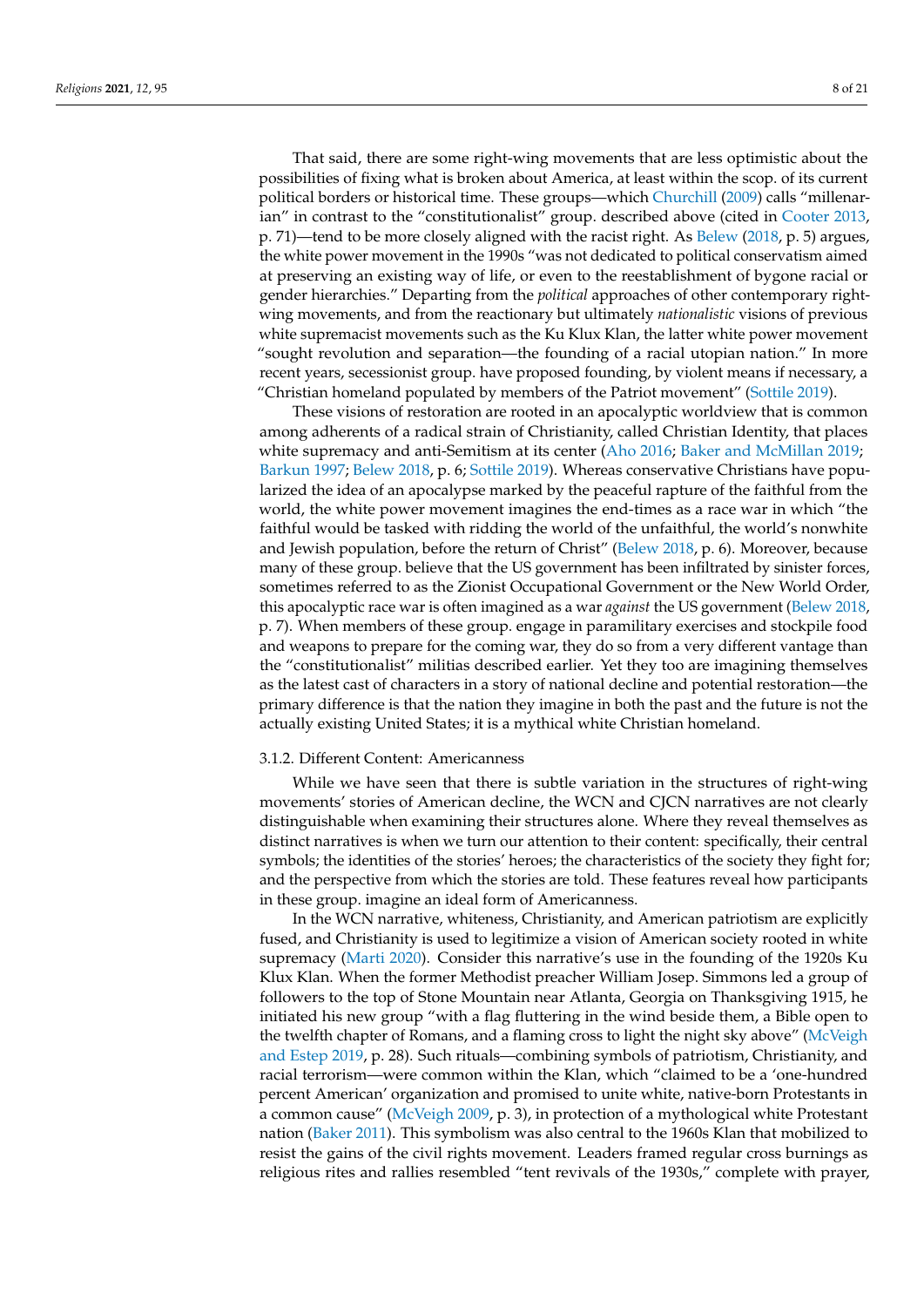That said, there are some right-wing movements that are less optimistic about the possibilities of fixing what is broken about America, at least within the scop. of its current political borders or historical time. These groups—which Churchill (2009) calls "millenarian" in contrast to the "constitutionalist" group. described above (cited in Cooter 2013, p. 71)—tend to be more closely aligned with the racist right. As Belew (2018, p. 5) argues, the white power movement in the 1990s "was not dedicated to political conservatism aimed at preserving an existing way of life, or even to the reestablishment of bygone racial or gender hierarchies." Departing from the *political* approaches of other contemporary right-wing movements, and from the reactionary but ultimately *nationalistic* visions of previous white supremacist movements such as the Ku Klux Klan, the latter white power movement "sought revolution and separation—the founding of a racial utopian nation." In more recent years, secessionist group. have proposed founding, by violent means if necessary, a "Christian homeland populated by members of the Patriot movement" (Sottile 2019).

These visions of restoration are rooted in an apocalyptic worldview that is common among adherents of a radical strain of Christianity, called Christian Identity, that places white supremacy and anti-Semitism at its center (Aho 2016; Baker and McMillan 2019; Barkun 1997; Belew 2018, p. 6; Sottile 2019). Whereas conservative Christians have popularized the idea of an apocalypse marked by the peaceful rapture of the faithful from the world, the white power movement imagines the end-times as a race war in which "the faithful would be tasked with ridding the world of the unfaithful, the world's nonwhite and Jewish population, before the return of Christ" (Belew 2018, p. 6). Moreover, because many of these group. believe that the US government has been infiltrated by sinister forces, sometimes referred to as the Zionist Occupational Government or the New World Order, this apocalyptic race war is often imagined as a war *against* the US government (Belew 2018, p. 7). When members of these group. engage in paramilitary exercises and stockpile food and weapons to prepare for the coming war, they do so from a very different vantage than the "constitutionalist" militias described earlier. Yet they too are imagining themselves as the latest cast of characters in a story of national decline and potential restoration—the primary difference is that the nation they imagine in both the past and the future is not the actually existing United States; it is a mythical white Christian homeland.

#### 3.1.2. Different Content: Americanness

While we have seen that there is subtle variation in the structures of right-wing movements' stories of American decline, the WCN and CJCN narratives are not clearly distinguishable when examining their structures alone. Where they reveal themselves as distinct narratives is when we turn our attention to their content: specifically, their central symbols; the identities of the stories' heroes; the characteristics of the society they fight for; and the perspective from which the stories are told. These features reveal how participants in these group. imagine an ideal form of Americanness.

In the WCN narrative, whiteness, Christianity, and American patriotism are explicitly fused, and Christianity is used to legitimize a vision of American society rooted in white supremacy (Marti 2020). Consider this narrative's use in the founding of the 1920s Ku Klux Klan. When the former Methodist preacher William Josep. Simmons led a group of followers to the top of Stone Mountain near Atlanta, Georgia on Thanksgiving 1915, he initiated his new group "with a flag fluttering in the wind beside them, a Bible open to the twelfth chapter of Romans, and a flaming cross to light the night sky above" (McVeigh and Estep 2019, p. 28). Such rituals—combining symbols of patriotism, Christianity, and racial terrorism—were common within the Klan, which "claimed to be a 'one-hundred percent American' organization and promised to unite white, native-born Protestants in a common cause" (McVeigh 2009, p. 3), in protection of a mythological white Protestant nation (Baker 2011). This symbolism was also central to the 1960s Klan that mobilized to resist the gains of the civil rights movement. Leaders framed regular cross burnings as religious rites and rallies resembled "tent revivals of the 1930s," complete with prayer,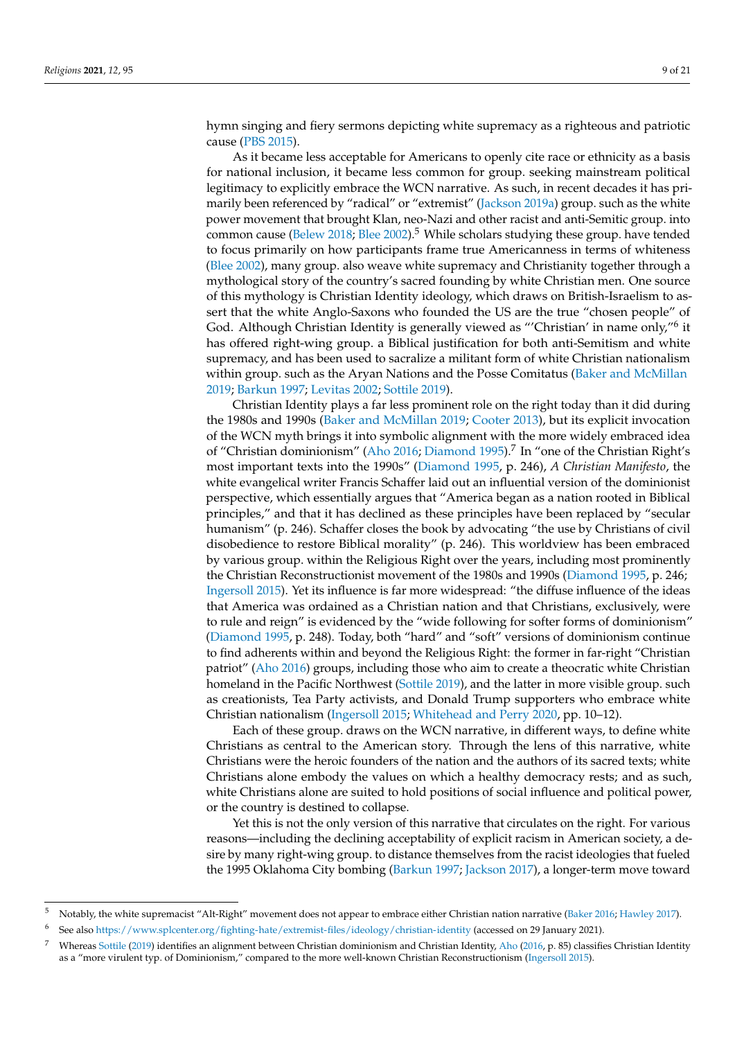hymn singing and fiery sermons depicting white supremacy as a righteous and patriotic cause (PBS 2015).

As it became less acceptable for Americans to openly cite race or ethnicity as a basis for national inclusion, it became less common for group. seeking mainstream political legitimacy to explicitly embrace the WCN narrative. As such, in recent decades it has primarily been referenced by "radical" or "extremist" (Jackson 2019a) group. such as the white power movement that brought Klan, neo-Nazi and other racist and anti-Semitic group. into common cause (Belew 2018; Blee 2002).[5] While scholars studying these group. have tended to focus primarily on how participants frame true Americanness in terms of whiteness (Blee 2002), many group. also weave white supremacy and Christianity together through a mythological story of the country's sacred founding by white Christian men. One source of this mythology is Christian Identity ideology, which draws on British-Israelism to assert that the white Anglo-Saxons who founded the US are the true "chosen people" of God. Although Christian Identity is generally viewed as "'Christian' in name only,"[6] it has offered right-wing group. a Biblical justification for both anti-Semitism and white supremacy, and has been used to sacralize a militant form of white Christian nationalism within group. such as the Aryan Nations and the Posse Comitatus (Baker and McMillan 2019; Barkun 1997; Levitas 2002; Sottile 2019).

Christian Identity plays a far less prominent role on the right today than it did during the 1980s and 1990s (Baker and McMillan 2019; Cooter 2013), but its explicit invocation of the WCN myth brings it into symbolic alignment with the more widely embraced idea of "Christian dominionism" (Aho 2016; Diamond 1995).[7] In "one of the Christian Right's most important texts into the 1990s" (Diamond 1995, p. 246), *A Christian Manifesto*, the white evangelical writer Francis Schaffer laid out an influential version of the dominionist perspective, which essentially argues that "America began as a nation rooted in Biblical principles," and that it has declined as these principles have been replaced by "secular humanism" (p. 246). Schaffer closes the book by advocating "the use by Christians of civil disobedience to restore Biblical morality" (p. 246). This worldview has been embraced by various group. within the Religious Right over the years, including most prominently the Christian Reconstructionist movement of the 1980s and 1990s (Diamond 1995, p. 246; Ingersoll 2015). Yet its influence is far more widespread: "the diffuse influence of the ideas that America was ordained as a Christian nation and that Christians, exclusively, were to rule and reign" is evidenced by the "wide following for softer forms of dominionism" (Diamond 1995, p. 248). Today, both "hard" and "soft" versions of dominionism continue to find adherents within and beyond the Religious Right: the former in far-right "Christian patriot" (Aho 2016) groups, including those who aim to create a theocratic white Christian homeland in the Pacific Northwest (Sottile 2019), and the latter in more visible group. such as creationists, Tea Party activists, and Donald Trump supporters who embrace white Christian nationalism (Ingersoll 2015; Whitehead and Perry 2020, pp. 10–12).

Each of these group. draws on the WCN narrative, in different ways, to define white Christians as central to the American story. Through the lens of this narrative, white Christians were the heroic founders of the nation and the authors of its sacred texts; white Christians alone embody the values on which a healthy democracy rests; and as such, white Christians alone are suited to hold positions of social influence and political power, or the country is destined to collapse.

Yet this is not the only version of this narrative that circulates on the right. For various reasons—including the declining acceptability of explicit racism in American society, a desire by many right-wing group. to distance themselves from the racist ideologies that fueled the 1995 Oklahoma City bombing (Barkun 1997; Jackson 2017), a longer-term move toward

---

[5] Notably, the white supremacist "Alt-Right" movement does not appear to embrace either Christian nation narrative (Baker 2016; Hawley 2017).

[6] See also https://www.splcenter.org/fighting-hate/extremist-files/ideology/christian-identity (accessed on 29 January 2021).

[7] Whereas Sottile (2019) identifies an alignment between Christian dominionism and Christian Identity, Aho (2016, p. 85) classifies Christian Identity as a "more virulent typ. of Dominionism," compared to the more well-known Christian Reconstructionism (Ingersoll 2015).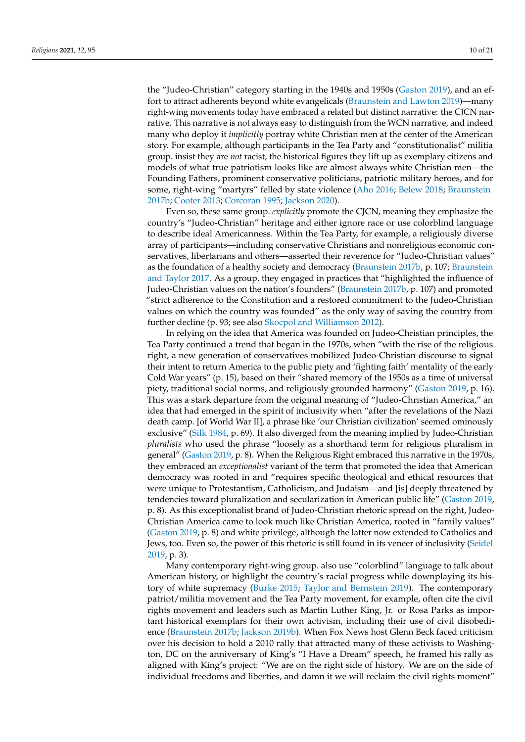the "Judeo-Christian" category starting in the 1940s and 1950s (Gaston 2019), and an effort to attract adherents beyond white evangelicals (Braunstein and Lawton 2019)—many right-wing movements today have embraced a related but distinct narrative: the CJCN narrative. This narrative is not always easy to distinguish from the WCN narrative, and indeed many who deploy it *implicitly* portray white Christian men at the center of the American story. For example, although participants in the Tea Party and "constitutionalist" militia group. insist they are *not* racist, the historical figures they lift up as exemplary citizens and models of what true patriotism looks like are almost always white Christian men—the Founding Fathers, prominent conservative politicians, patriotic military heroes, and for some, right-wing "martyrs" felled by state violence (Aho 2016; Belew 2018; Braunstein 2017b; Cooter 2013; Corcoran 1995; Jackson 2020).

Even so, these same group. *explicitly* promote the CJCN, meaning they emphasize the country's "Judeo-Christian" heritage and either ignore race or use colorblind language to describe ideal Americanness. Within the Tea Party, for example, a religiously diverse array of participants—including conservative Christians and nonreligious economic conservatives, libertarians and others—asserted their reverence for "Judeo-Christian values" as the foundation of a healthy society and democracy (Braunstein 2017b, p. 107; Braunstein and Taylor 2017. As a group. they engaged in practices that "highlighted the influence of Judeo-Christian values on the nation's founders" (Braunstein 2017b, p. 107) and promoted "strict adherence to the Constitution and a restored commitment to the Judeo-Christian values on which the country was founded" as the only way of saving the country from further decline (p. 93; see also Skocpol and Williamson 2012).

In relying on the idea that America was founded on Judeo-Christian principles, the Tea Party continued a trend that began in the 1970s, when "with the rise of the religious right, a new generation of conservatives mobilized Judeo-Christian discourse to signal their intent to return America to the public piety and 'fighting faith' mentality of the early Cold War years" (p. 15), based on their "shared memory of the 1950s as a time of universal piety, traditional social norms, and religiously grounded harmony" (Gaston 2019, p. 16). This was a stark departure from the original meaning of "Judeo-Christian America," an idea that had emerged in the spirit of inclusivity when "after the revelations of the Nazi death camp. [of World War II], a phrase like 'our Christian civilization' seemed ominously exclusive" (Silk 1984, p. 69). It also diverged from the meaning implied by Judeo-Christian *pluralists* who used the phrase "loosely as a shorthand term for religious pluralism in general" (Gaston 2019, p. 8). When the Religious Right embraced this narrative in the 1970s, they embraced an *exceptionalist* variant of the term that promoted the idea that American democracy was rooted in and "requires specific theological and ethical resources that were unique to Protestantism, Catholicism, and Judaism—and [is] deeply threatened by tendencies toward pluralization and secularization in American public life" (Gaston 2019, p. 8). As this exceptionalist brand of Judeo-Christian rhetoric spread on the right, Judeo-Christian America came to look much like Christian America, rooted in "family values" (Gaston 2019, p. 8) and white privilege, although the latter now extended to Catholics and Jews, too. Even so, the power of this rhetoric is still found in its veneer of inclusivity (Seidel 2019, p. 3).

Many contemporary right-wing group. also use "colorblind" language to talk about American history, or highlight the country's racial progress while downplaying its history of white supremacy (Burke 2015; Taylor and Bernstein 2019). The contemporary patriot/militia movement and the Tea Party movement, for example, often cite the civil rights movement and leaders such as Martin Luther King, Jr. or Rosa Parks as important historical exemplars for their own activism, including their use of civil disobedience (Braunstein 2017b; Jackson 2019b). When Fox News host Glenn Beck faced criticism over his decision to hold a 2010 rally that attracted many of these activists to Washington, DC on the anniversary of King's "I Have a Dream" speech, he framed his rally as aligned with King's project: "We are on the right side of history. We are on the side of individual freedoms and liberties, and damn it we will reclaim the civil rights moment"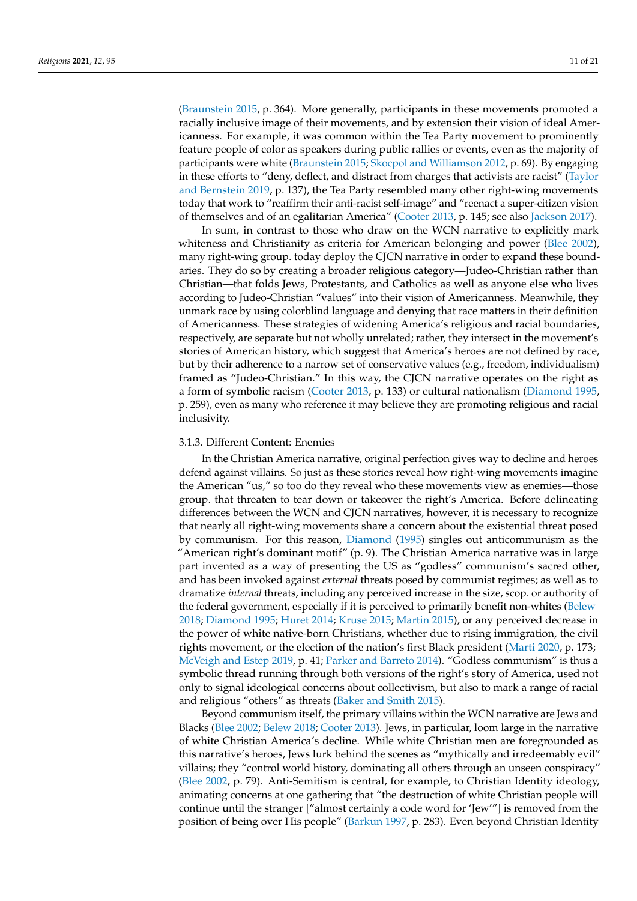(Braunstein 2015, p. 364). More generally, participants in these movements promoted a racially inclusive image of their movements, and by extension their vision of ideal Americanness. For example, it was common within the Tea Party movement to prominently feature people of color as speakers during public rallies or events, even as the majority of participants were white (Braunstein 2015; Skocpol and Williamson 2012, p. 69). By engaging in these efforts to "deny, deflect, and distract from charges that activists are racist" (Taylor and Bernstein 2019, p. 137), the Tea Party resembled many other right-wing movements today that work to "reaffirm their anti-racist self-image" and "reenact a super-citizen vision of themselves and of an egalitarian America" (Cooter 2013, p. 145; see also Jackson 2017).

In sum, in contrast to those who draw on the WCN narrative to explicitly mark whiteness and Christianity as criteria for American belonging and power (Blee 2002), many right-wing group. today deploy the CJCN narrative in order to expand these boundaries. They do so by creating a broader religious category—Judeo-Christian rather than Christian—that folds Jews, Protestants, and Catholics as well as anyone else who lives according to Judeo-Christian "values" into their vision of Americanness. Meanwhile, they unmark race by using colorblind language and denying that race matters in their definition of Americanness. These strategies of widening America's religious and racial boundaries, respectively, are separate but not wholly unrelated; rather, they intersect in the movement's stories of American history, which suggest that America's heroes are not defined by race, but by their adherence to a narrow set of conservative values (e.g., freedom, individualism) framed as "Judeo-Christian." In this way, the CJCN narrative operates on the right as a form of symbolic racism (Cooter 2013, p. 133) or cultural nationalism (Diamond 1995, p. 259), even as many who reference it may believe they are promoting religious and racial inclusivity.

#### 3.1.3. Different Content: Enemies

In the Christian America narrative, original perfection gives way to decline and heroes defend against villains. So just as these stories reveal how right-wing movements imagine the American "us," so too do they reveal who these movements view as enemies—those group. that threaten to tear down or takeover the right's America. Before delineating differences between the WCN and CJCN narratives, however, it is necessary to recognize that nearly all right-wing movements share a concern about the existential threat posed by communism. For this reason, Diamond (1995) singles out anticommunism as the "American right's dominant motif" (p. 9). The Christian America narrative was in large part invented as a way of presenting the US as "godless" communism's sacred other, and has been invoked against *external* threats posed by communist regimes; as well as to dramatize *internal* threats, including any perceived increase in the size, scop. or authority of the federal government, especially if it is perceived to primarily benefit non-whites (Belew 2018; Diamond 1995; Huret 2014; Kruse 2015; Martin 2015), or any perceived decrease in the power of white native-born Christians, whether due to rising immigration, the civil rights movement, or the election of the nation's first Black president (Marti 2020, p. 173; McVeigh and Estep 2019, p. 41; Parker and Barreto 2014). "Godless communism" is thus a symbolic thread running through both versions of the right's story of America, used not only to signal ideological concerns about collectivism, but also to mark a range of racial and religious "others" as threats (Baker and Smith 2015).

Beyond communism itself, the primary villains within the WCN narrative are Jews and Blacks (Blee 2002; Belew 2018; Cooter 2013). Jews, in particular, loom large in the narrative of white Christian America's decline. While white Christian men are foregrounded as this narrative's heroes, Jews lurk behind the scenes as "mythically and irredeemably evil" villains; they "control world history, dominating all others through an unseen conspiracy" (Blee 2002, p. 79). Anti-Semitism is central, for example, to Christian Identity ideology, animating concerns at one gathering that "the destruction of white Christian people will continue until the stranger ["almost certainly a code word for 'Jew'"] is removed from the position of being over His people" (Barkun 1997, p. 283). Even beyond Christian Identity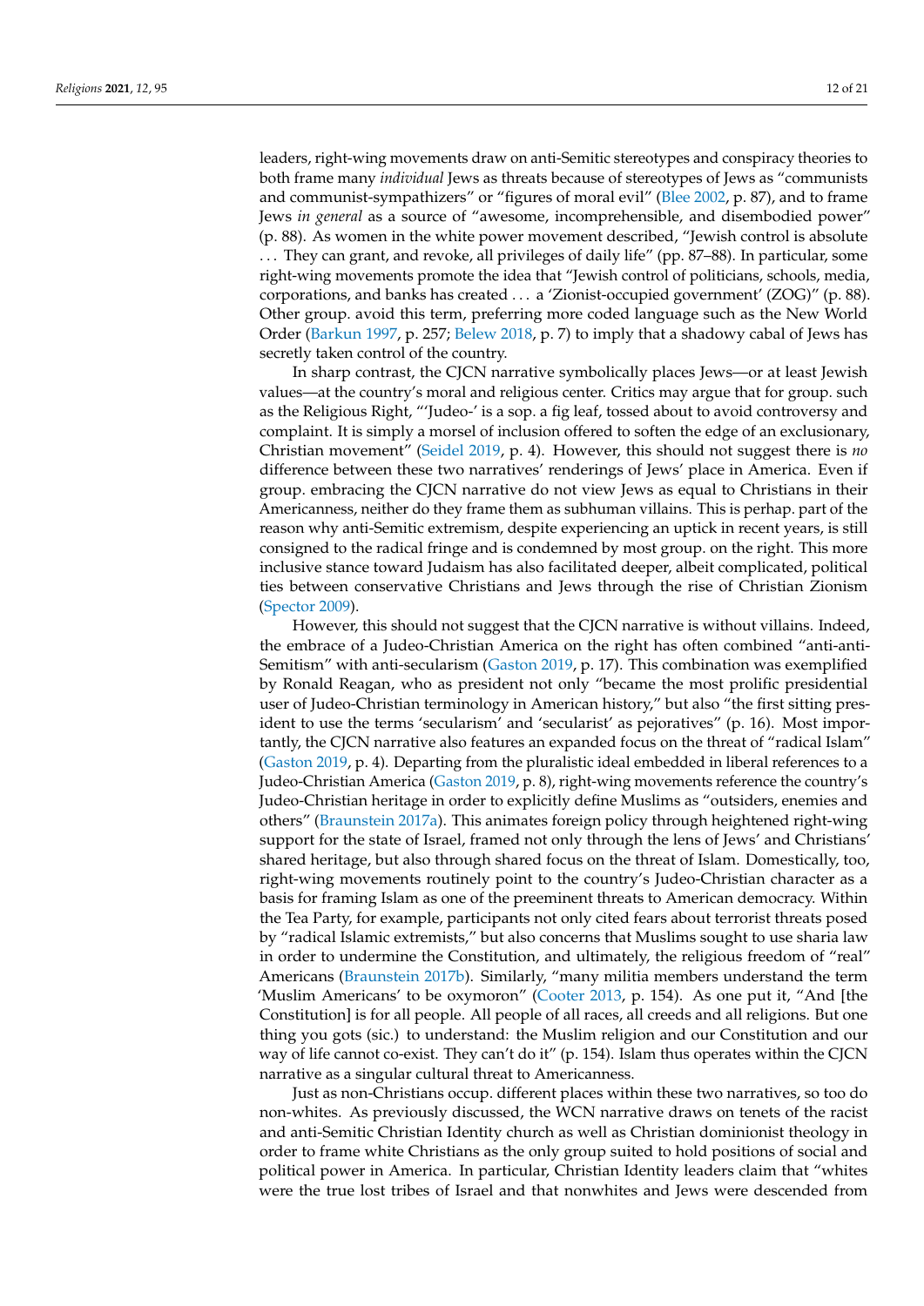leaders, right-wing movements draw on anti-Semitic stereotypes and conspiracy theories to both frame many *individual* Jews as threats because of stereotypes of Jews as "communists and communist-sympathizers" or "figures of moral evil" (Blee 2002, p. 87), and to frame Jews *in general* as a source of "awesome, incomprehensible, and disembodied power" (p. 88). As women in the white power movement described, "Jewish control is absolute . . . They can grant, and revoke, all privileges of daily life" (pp. 87–88). In particular, some right-wing movements promote the idea that "Jewish control of politicians, schools, media, corporations, and banks has created . . . a 'Zionist-occupied government' (ZOG)" (p. 88). Other group. avoid this term, preferring more coded language such as the New World Order (Barkun 1997, p. 257; Belew 2018, p. 7) to imply that a shadowy cabal of Jews has secretly taken control of the country.

In sharp contrast, the CJCN narrative symbolically places Jews—or at least Jewish values—at the country's moral and religious center. Critics may argue that for group. such as the Religious Right, "'Judeo-' is a sop. a fig leaf, tossed about to avoid controversy and complaint. It is simply a morsel of inclusion offered to soften the edge of an exclusionary, Christian movement" (Seidel 2019, p. 4). However, this should not suggest there is *no* difference between these two narratives' renderings of Jews' place in America. Even if group. embracing the CJCN narrative do not view Jews as equal to Christians in their Americanness, neither do they frame them as subhuman villains. This is perhap. part of the reason why anti-Semitic extremism, despite experiencing an uptick in recent years, is still consigned to the radical fringe and is condemned by most group. on the right. This more inclusive stance toward Judaism has also facilitated deeper, albeit complicated, political ties between conservative Christians and Jews through the rise of Christian Zionism (Spector 2009).

However, this should not suggest that the CJCN narrative is without villains. Indeed, the embrace of a Judeo-Christian America on the right has often combined "anti-anti-Semitism" with anti-secularism (Gaston 2019, p. 17). This combination was exemplified by Ronald Reagan, who as president not only "became the most prolific presidential user of Judeo-Christian terminology in American history," but also "the first sitting president to use the terms 'secularism' and 'secularist' as pejoratives" (p. 16). Most importantly, the CJCN narrative also features an expanded focus on the threat of "radical Islam" (Gaston 2019, p. 4). Departing from the pluralistic ideal embedded in liberal references to a Judeo-Christian America (Gaston 2019, p. 8), right-wing movements reference the country's Judeo-Christian heritage in order to explicitly define Muslims as "outsiders, enemies and others" (Braunstein 2017a). This animates foreign policy through heightened right-wing support for the state of Israel, framed not only through the lens of Jews' and Christians' shared heritage, but also through shared focus on the threat of Islam. Domestically, too, right-wing movements routinely point to the country's Judeo-Christian character as a basis for framing Islam as one of the preeminent threats to American democracy. Within the Tea Party, for example, participants not only cited fears about terrorist threats posed by "radical Islamic extremists," but also concerns that Muslims sought to use sharia law in order to undermine the Constitution, and ultimately, the religious freedom of "real" Americans (Braunstein 2017b). Similarly, "many militia members understand the term 'Muslim Americans' to be oxymoron" (Cooter 2013, p. 154). As one put it, "And [the Constitution] is for all people. All people of all races, all creeds and all religions. But one thing you gots (sic.) to understand: the Muslim religion and our Constitution and our way of life cannot co-exist. They can't do it" (p. 154). Islam thus operates within the CJCN narrative as a singular cultural threat to Americanness.

Just as non-Christians occup. different places within these two narratives, so too do non-whites. As previously discussed, the WCN narrative draws on tenets of the racist and anti-Semitic Christian Identity church as well as Christian dominionist theology in order to frame white Christians as the only group suited to hold positions of social and political power in America. In particular, Christian Identity leaders claim that "whites were the true lost tribes of Israel and that nonwhites and Jews were descended from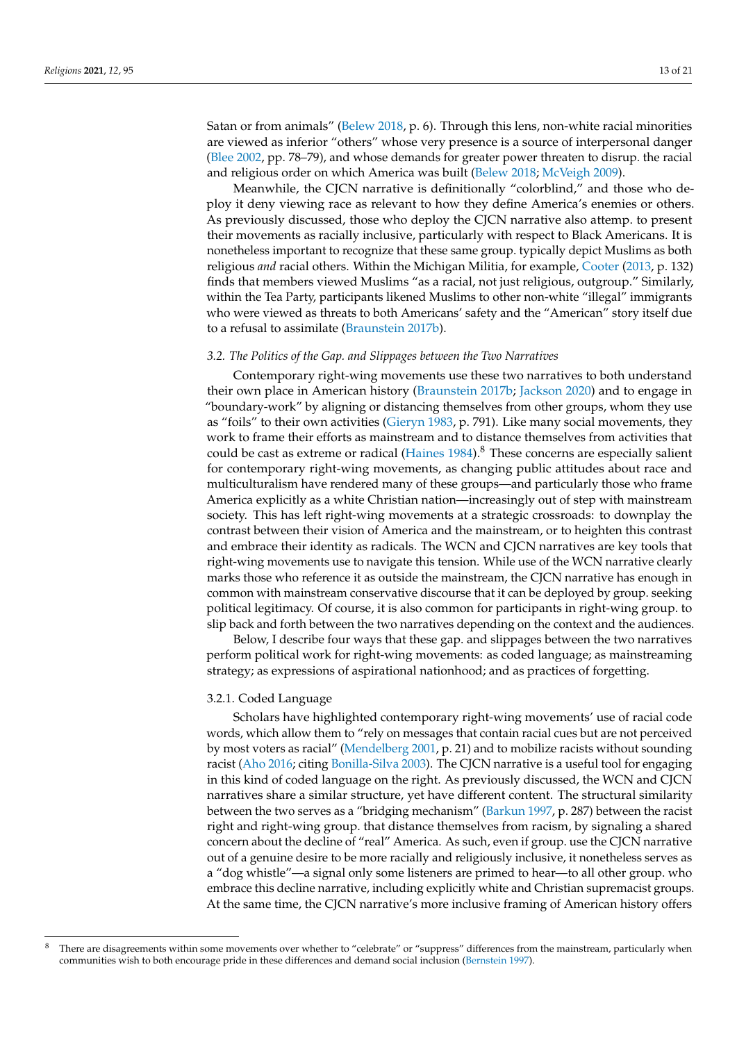Satan or from animals" (Belew 2018, p. 6). Through this lens, non-white racial minorities are viewed as inferior "others" whose very presence is a source of interpersonal danger (Blee 2002, pp. 78–79), and whose demands for greater power threaten to disrup. the racial and religious order on which America was built (Belew 2018; McVeigh 2009).

Meanwhile, the CJCN narrative is definitionally "colorblind," and those who deploy it deny viewing race as relevant to how they define America's enemies or others. As previously discussed, those who deploy the CJCN narrative also attemp. to present their movements as racially inclusive, particularly with respect to Black Americans. It is nonetheless important to recognize that these same group. typically depict Muslims as both religious *and* racial others. Within the Michigan Militia, for example, Cooter (2013, p. 132) finds that members viewed Muslims "as a racial, not just religious, outgroup." Similarly, within the Tea Party, participants likened Muslims to other non-white "illegal" immigrants who were viewed as threats to both Americans' safety and the "American" story itself due to a refusal to assimilate (Braunstein 2017b).

### *3.2. The Politics of the Gap. and Slippages between the Two Narratives*

Contemporary right-wing movements use these two narratives to both understand their own place in American history (Braunstein 2017b; Jackson 2020) and to engage in "boundary-work" by aligning or distancing themselves from other groups, whom they use as "foils" to their own activities (Gieryn 1983, p. 791). Like many social movements, they work to frame their efforts as mainstream and to distance themselves from activities that could be cast as extreme or radical (Haines 1984).[8] These concerns are especially salient for contemporary right-wing movements, as changing public attitudes about race and multiculturalism have rendered many of these groups—and particularly those who frame America explicitly as a white Christian nation—increasingly out of step with mainstream society. This has left right-wing movements at a strategic crossroads: to downplay the contrast between their vision of America and the mainstream, or to heighten this contrast and embrace their identity as radicals. The WCN and CJCN narratives are key tools that right-wing movements use to navigate this tension. While use of the WCN narrative clearly marks those who reference it as outside the mainstream, the CJCN narrative has enough in common with mainstream conservative discourse that it can be deployed by group. seeking political legitimacy. Of course, it is also common for participants in right-wing group. to slip back and forth between the two narratives depending on the context and the audiences.

Below, I describe four ways that these gap. and slippages between the two narratives perform political work for right-wing movements: as coded language; as mainstreaming strategy; as expressions of aspirational nationhood; and as practices of forgetting.

#### 3.2.1. Coded Language

Scholars have highlighted contemporary right-wing movements' use of racial code words, which allow them to "rely on messages that contain racial cues but are not perceived by most voters as racial" (Mendelberg 2001, p. 21) and to mobilize racists without sounding racist (Aho 2016; citing Bonilla-Silva 2003). The CJCN narrative is a useful tool for engaging in this kind of coded language on the right. As previously discussed, the WCN and CJCN narratives share a similar structure, yet have different content. The structural similarity between the two serves as a "bridging mechanism" (Barkun 1997, p. 287) between the racist right and right-wing group. that distance themselves from racism, by signaling a shared concern about the decline of "real" America. As such, even if group. use the CJCN narrative out of a genuine desire to be more racially and religiously inclusive, it nonetheless serves as a "dog whistle"—a signal only some listeners are primed to hear—to all other group. who embrace this decline narrative, including explicitly white and Christian supremacist groups. At the same time, the CJCN narrative's more inclusive framing of American history offers

---

[8] There are disagreements within some movements over whether to "celebrate" or "suppress" differences from the mainstream, particularly when communities wish to both encourage pride in these differences and demand social inclusion (Bernstein 1997).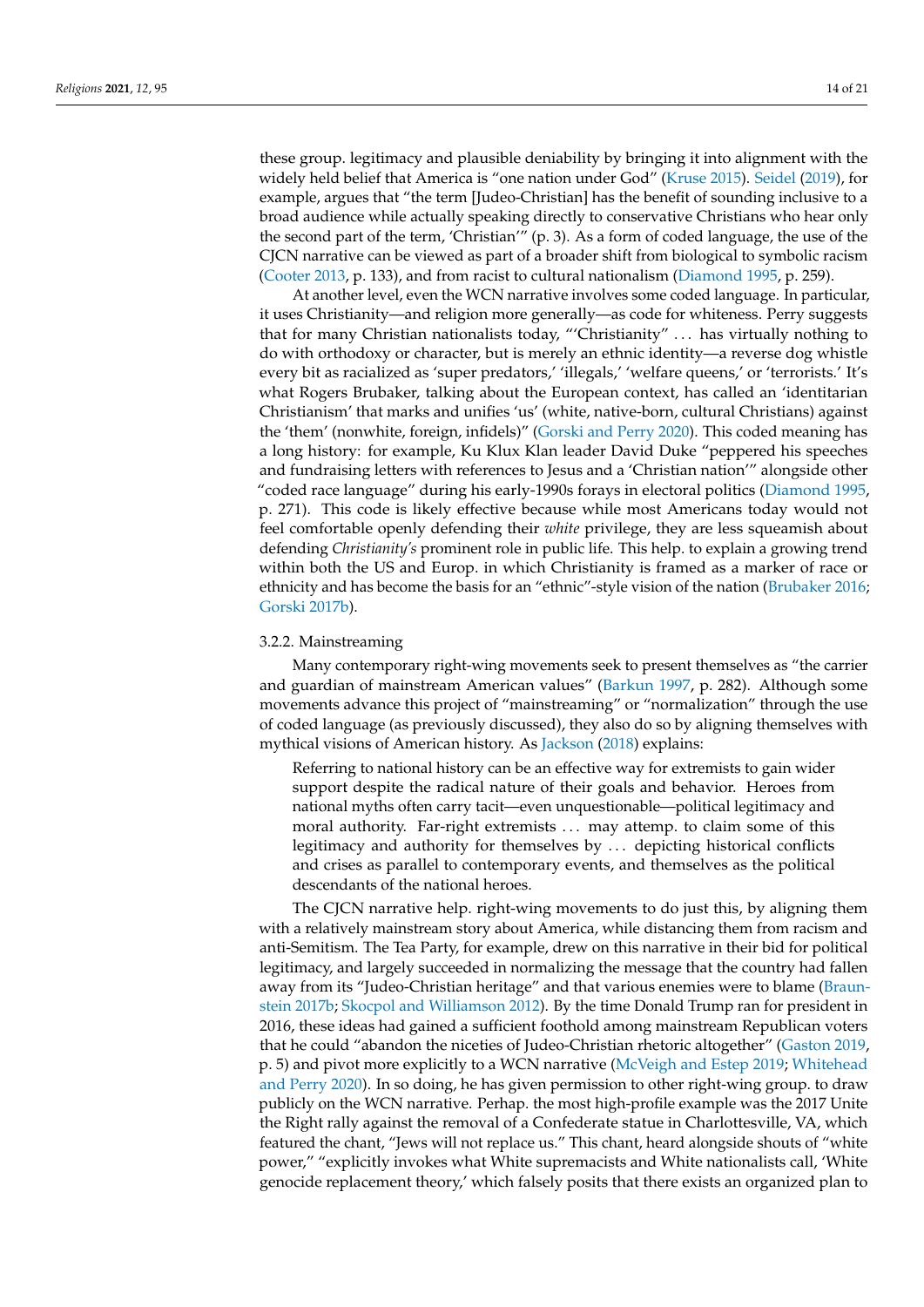these group. legitimacy and plausible deniability by bringing it into alignment with the widely held belief that America is "one nation under God" (Kruse 2015). Seidel (2019), for example, argues that "the term [Judeo-Christian] has the benefit of sounding inclusive to a broad audience while actually speaking directly to conservative Christians who hear only the second part of the term, 'Christian'" (p. 3). As a form of coded language, the use of the CJCN narrative can be viewed as part of a broader shift from biological to symbolic racism (Cooter 2013, p. 133), and from racist to cultural nationalism (Diamond 1995, p. 259).

At another level, even the WCN narrative involves some coded language. In particular, it uses Christianity—and religion more generally—as code for whiteness. Perry suggests that for many Christian nationalists today, "'Christianity" ... has virtually nothing to do with orthodoxy or character, but is merely an ethnic identity—a reverse dog whistle every bit as racialized as 'super predators,' 'illegals,' 'welfare queens,' or 'terrorists.' It's what Rogers Brubaker, talking about the European context, has called an 'identitarian Christianism' that marks and unifies 'us' (white, native-born, cultural Christians) against the 'them' (nonwhite, foreign, infidels)" (Gorski and Perry 2020). This coded meaning has a long history: for example, Ku Klux Klan leader David Duke "peppered his speeches and fundraising letters with references to Jesus and a 'Christian nation'" alongside other "coded race language" during his early-1990s forays in electoral politics (Diamond 1995, p. 271). This code is likely effective because while most Americans today would not feel comfortable openly defending their *white* privilege, they are less squeamish about defending *Christianity's* prominent role in public life. This help. to explain a growing trend within both the US and Europ. in which Christianity is framed as a marker of race or ethnicity and has become the basis for an "ethnic"-style vision of the nation (Brubaker 2016; Gorski 2017b).

#### 3.2.2. Mainstreaming

Many contemporary right-wing movements seek to present themselves as "the carrier and guardian of mainstream American values" (Barkun 1997, p. 282). Although some movements advance this project of "mainstreaming" or "normalization" through the use of coded language (as previously discussed), they also do so by aligning themselves with mythical visions of American history. As Jackson (2018) explains:

> Referring to national history can be an effective way for extremists to gain wider support despite the radical nature of their goals and behavior. Heroes from national myths often carry tacit—even unquestionable—political legitimacy and moral authority. Far-right extremists ... may attemp. to claim some of this legitimacy and authority for themselves by ... depicting historical conflicts and crises as parallel to contemporary events, and themselves as the political descendants of the national heroes.

The CJCN narrative help. right-wing movements to do just this, by aligning them with a relatively mainstream story about America, while distancing them from racism and anti-Semitism. The Tea Party, for example, drew on this narrative in their bid for political legitimacy, and largely succeeded in normalizing the message that the country had fallen away from its "Judeo-Christian heritage" and that various enemies were to blame (Braunstein 2017b; Skocpol and Williamson 2012). By the time Donald Trump ran for president in 2016, these ideas had gained a sufficient foothold among mainstream Republican voters that he could "abandon the niceties of Judeo-Christian rhetoric altogether" (Gaston 2019, p. 5) and pivot more explicitly to a WCN narrative (McVeigh and Estep 2019; Whitehead and Perry 2020). In so doing, he has given permission to other right-wing group. to draw publicly on the WCN narrative. Perhap. the most high-profile example was the 2017 Unite the Right rally against the removal of a Confederate statue in Charlottesville, VA, which featured the chant, "Jews will not replace us." This chant, heard alongside shouts of "white power," "explicitly invokes what White supremacists and White nationalists call, 'White genocide replacement theory,' which falsely posits that there exists an organized plan to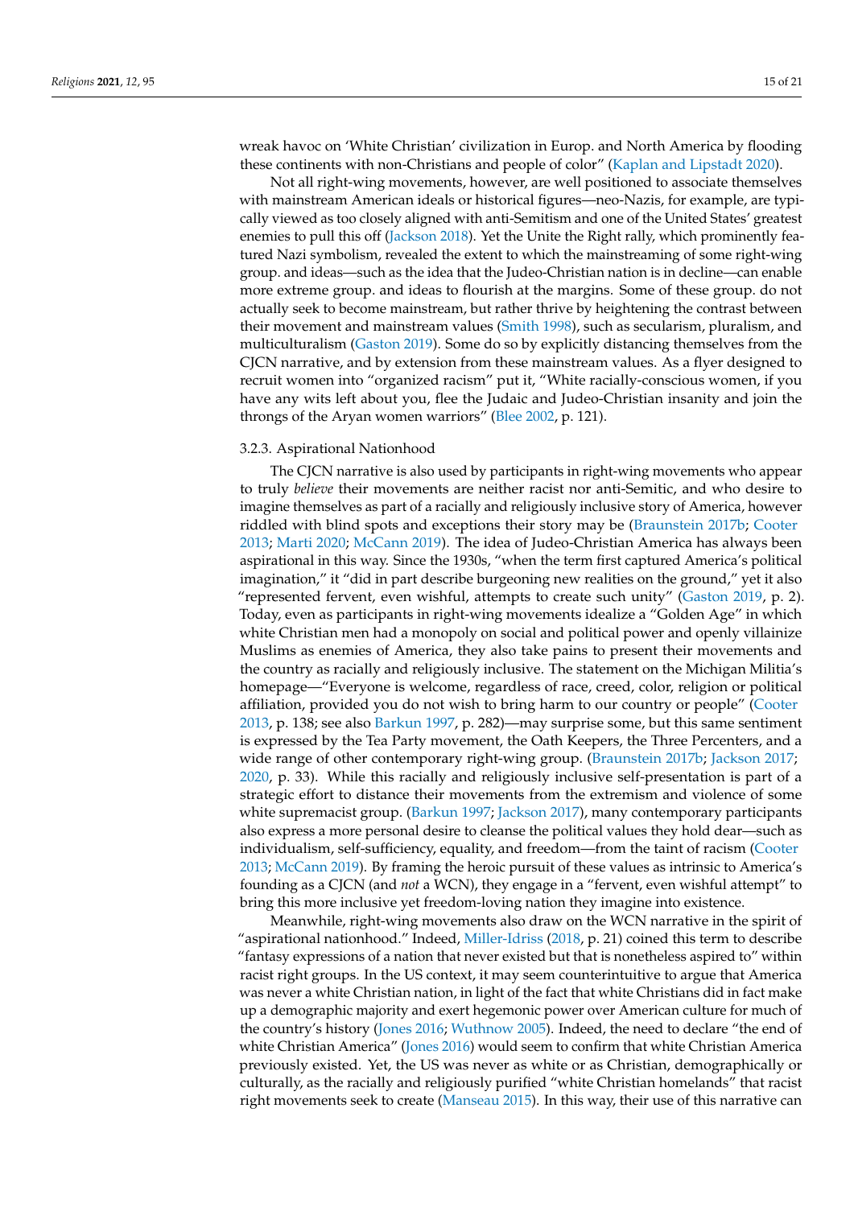wreak havoc on 'White Christian' civilization in Europ. and North America by flooding these continents with non-Christians and people of color" (Kaplan and Lipstadt 2020).

Not all right-wing movements, however, are well positioned to associate themselves with mainstream American ideals or historical figures—neo-Nazis, for example, are typically viewed as too closely aligned with anti-Semitism and one of the United States' greatest enemies to pull this off (Jackson 2018). Yet the Unite the Right rally, which prominently featured Nazi symbolism, revealed the extent to which the mainstreaming of some right-wing group. and ideas—such as the idea that the Judeo-Christian nation is in decline—can enable more extreme group. and ideas to flourish at the margins. Some of these group. do not actually seek to become mainstream, but rather thrive by heightening the contrast between their movement and mainstream values (Smith 1998), such as secularism, pluralism, and multiculturalism (Gaston 2019). Some do so by explicitly distancing themselves from the CJCN narrative, and by extension from these mainstream values. As a flyer designed to recruit women into "organized racism" put it, "White racially-conscious women, if you have any wits left about you, flee the Judaic and Judeo-Christian insanity and join the throngs of the Aryan women warriors" (Blee 2002, p. 121).

### 3.2.3. Aspirational Nationhood

The CJCN narrative is also used by participants in right-wing movements who appear to truly *believe* their movements are neither racist nor anti-Semitic, and who desire to imagine themselves as part of a racially and religiously inclusive story of America, however riddled with blind spots and exceptions their story may be (Braunstein 2017b; Cooter 2013; Marti 2020; McCann 2019). The idea of Judeo-Christian America has always been aspirational in this way. Since the 1930s, "when the term first captured America's political imagination," it "did in part describe burgeoning new realities on the ground," yet it also "represented fervent, even wishful, attempts to create such unity" (Gaston 2019, p. 2). Today, even as participants in right-wing movements idealize a "Golden Age" in which white Christian men had a monopoly on social and political power and openly villainize Muslims as enemies of America, they also take pains to present their movements and the country as racially and religiously inclusive. The statement on the Michigan Militia's homepage—"Everyone is welcome, regardless of race, creed, color, religion or political affiliation, provided you do not wish to bring harm to our country or people" (Cooter 2013, p. 138; see also Barkun 1997, p. 282)—may surprise some, but this same sentiment is expressed by the Tea Party movement, the Oath Keepers, the Three Percenters, and a wide range of other contemporary right-wing group. (Braunstein 2017b; Jackson 2017; 2020, p. 33). While this racially and religiously inclusive self-presentation is part of a strategic effort to distance their movements from the extremism and violence of some white supremacist group. (Barkun 1997; Jackson 2017), many contemporary participants also express a more personal desire to cleanse the political values they hold dear—such as individualism, self-sufficiency, equality, and freedom—from the taint of racism (Cooter 2013; McCann 2019). By framing the heroic pursuit of these values as intrinsic to America's founding as a CJCN (and *not* a WCN), they engage in a "fervent, even wishful attempt" to bring this more inclusive yet freedom-loving nation they imagine into existence.

Meanwhile, right-wing movements also draw on the WCN narrative in the spirit of "aspirational nationhood." Indeed, Miller-Idriss (2018, p. 21) coined this term to describe "fantasy expressions of a nation that never existed but that is nonetheless aspired to" within racist right groups. In the US context, it may seem counterintuitive to argue that America was never a white Christian nation, in light of the fact that white Christians did in fact make up a demographic majority and exert hegemonic power over American culture for much of the country's history (Jones 2016; Wuthnow 2005). Indeed, the need to declare "the end of white Christian America" (Jones 2016) would seem to confirm that white Christian America previously existed. Yet, the US was never as white or as Christian, demographically or culturally, as the racially and religiously purified "white Christian homelands" that racist right movements seek to create (Manseau 2015). In this way, their use of this narrative can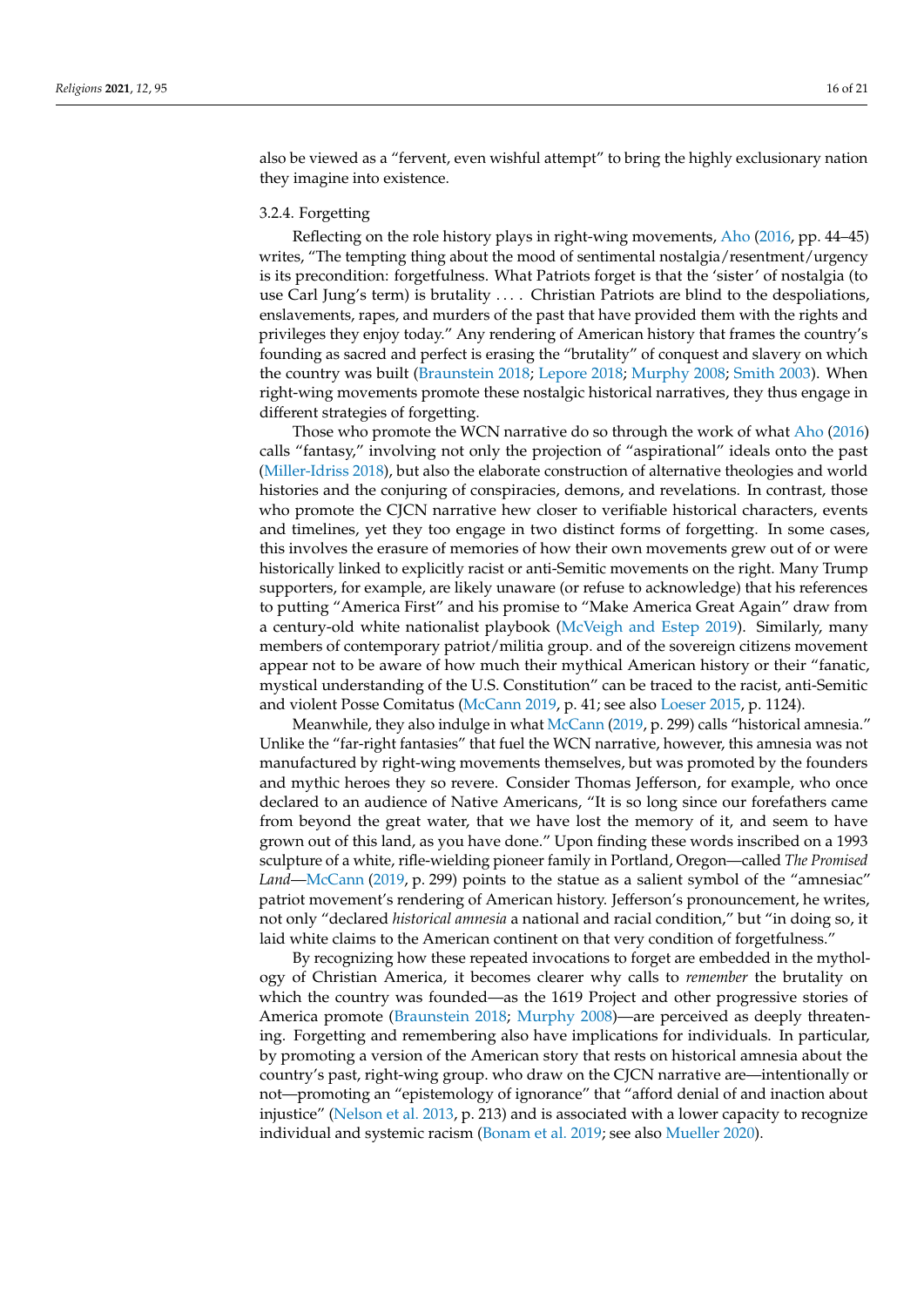also be viewed as a "fervent, even wishful attempt" to bring the highly exclusionary nation they imagine into existence.

#### 3.2.4. Forgetting

Reflecting on the role history plays in right-wing movements, Aho (2016, pp. 44–45) writes, "The tempting thing about the mood of sentimental nostalgia/resentment/urgency is its precondition: forgetfulness. What Patriots forget is that the 'sister' of nostalgia (to use Carl Jung's term) is brutality . . . . Christian Patriots are blind to the despoliations, enslavements, rapes, and murders of the past that have provided them with the rights and privileges they enjoy today." Any rendering of American history that frames the country's founding as sacred and perfect is erasing the "brutality" of conquest and slavery on which the country was built (Braunstein 2018; Lepore 2018; Murphy 2008; Smith 2003). When right-wing movements promote these nostalgic historical narratives, they thus engage in different strategies of forgetting.

Those who promote the WCN narrative do so through the work of what Aho (2016) calls "fantasy," involving not only the projection of "aspirational" ideals onto the past (Miller-Idriss 2018), but also the elaborate construction of alternative theologies and world histories and the conjuring of conspiracies, demons, and revelations. In contrast, those who promote the CJCN narrative hew closer to verifiable historical characters, events and timelines, yet they too engage in two distinct forms of forgetting. In some cases, this involves the erasure of memories of how their own movements grew out of or were historically linked to explicitly racist or anti-Semitic movements on the right. Many Trump supporters, for example, are likely unaware (or refuse to acknowledge) that his references to putting "America First" and his promise to "Make America Great Again" draw from a century-old white nationalist playbook (McVeigh and Estep 2019). Similarly, many members of contemporary patriot/militia group. and of the sovereign citizens movement appear not to be aware of how much their mythical American history or their "fanatic, mystical understanding of the U.S. Constitution" can be traced to the racist, anti-Semitic and violent Posse Comitatus (McCann 2019, p. 41; see also Loeser 2015, p. 1124).

Meanwhile, they also indulge in what McCann (2019, p. 299) calls "historical amnesia." Unlike the "far-right fantasies" that fuel the WCN narrative, however, this amnesia was not manufactured by right-wing movements themselves, but was promoted by the founders and mythic heroes they so revere. Consider Thomas Jefferson, for example, who once declared to an audience of Native Americans, "It is so long since our forefathers came from beyond the great water, that we have lost the memory of it, and seem to have grown out of this land, as you have done." Upon finding these words inscribed on a 1993 sculpture of a white, rifle-wielding pioneer family in Portland, Oregon—called *The Promised Land*—McCann (2019, p. 299) points to the statue as a salient symbol of the "amnesiac" patriot movement's rendering of American history. Jefferson's pronouncement, he writes, not only "declared *historical amnesia* a national and racial condition," but "in doing so, it laid white claims to the American continent on that very condition of forgetfulness."

By recognizing how these repeated invocations to forget are embedded in the mythology of Christian America, it becomes clearer why calls to *remember* the brutality on which the country was founded—as the 1619 Project and other progressive stories of America promote (Braunstein 2018; Murphy 2008)—are perceived as deeply threatening. Forgetting and remembering also have implications for individuals. In particular, by promoting a version of the American story that rests on historical amnesia about the country's past, right-wing group. who draw on the CJCN narrative are—intentionally or not—promoting an "epistemology of ignorance" that "afford denial of and inaction about injustice" (Nelson et al. 2013, p. 213) and is associated with a lower capacity to recognize individual and systemic racism (Bonam et al. 2019; see also Mueller 2020).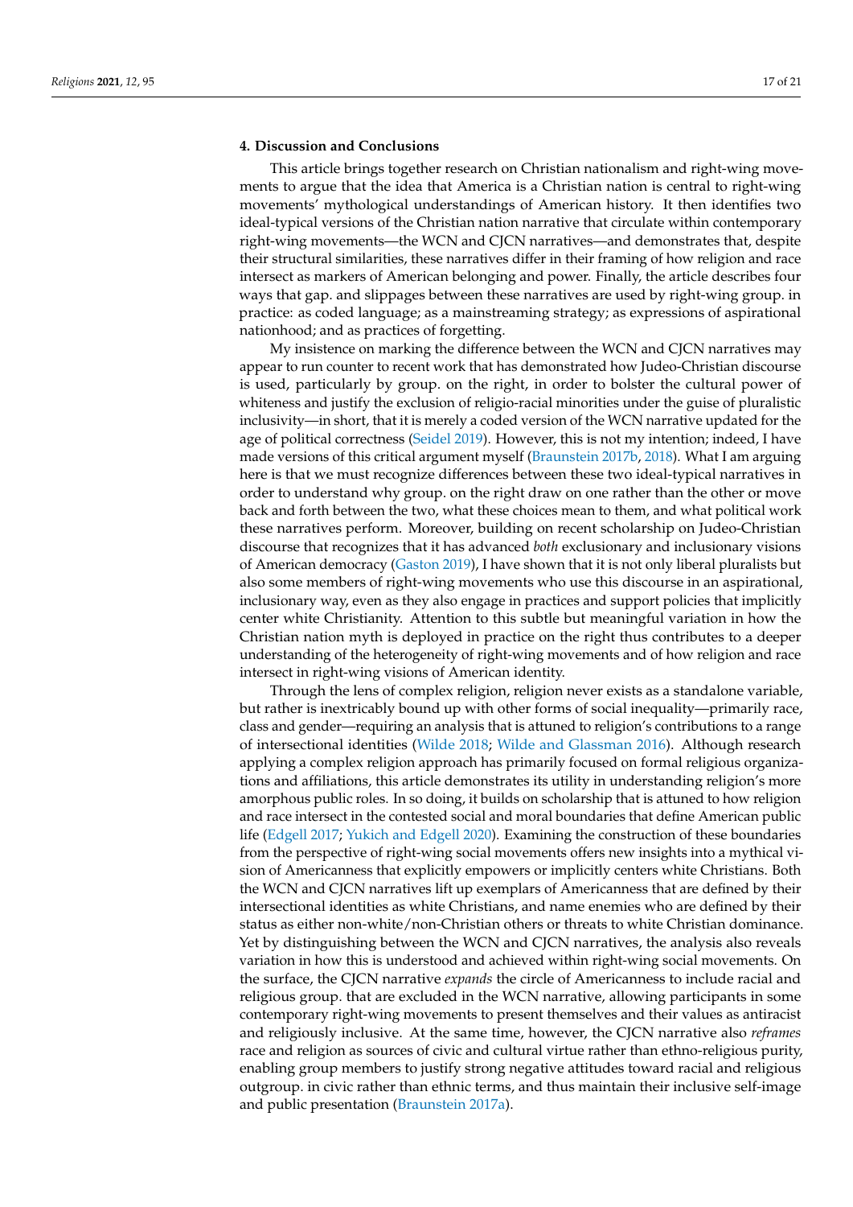## 4. Discussion and Conclusions

This article brings together research on Christian nationalism and right-wing movements to argue that the idea that America is a Christian nation is central to right-wing movements' mythological understandings of American history. It then identifies two ideal-typical versions of the Christian nation narrative that circulate within contemporary right-wing movements—the WCN and CJCN narratives—and demonstrates that, despite their structural similarities, these narratives differ in their framing of how religion and race intersect as markers of American belonging and power. Finally, the article describes four ways that gap. and slippages between these narratives are used by right-wing group. in practice: as coded language; as a mainstreaming strategy; as expressions of aspirational nationhood; and as practices of forgetting.

My insistence on marking the difference between the WCN and CJCN narratives may appear to run counter to recent work that has demonstrated how Judeo-Christian discourse is used, particularly by group. on the right, in order to bolster the cultural power of whiteness and justify the exclusion of religio-racial minorities under the guise of pluralistic inclusivity—in short, that it is merely a coded version of the WCN narrative updated for the age of political correctness (Seidel 2019). However, this is not my intention; indeed, I have made versions of this critical argument myself (Braunstein 2017b, 2018). What I am arguing here is that we must recognize differences between these two ideal-typical narratives in order to understand why group. on the right draw on one rather than the other or move back and forth between the two, what these choices mean to them, and what political work these narratives perform. Moreover, building on recent scholarship on Judeo-Christian discourse that recognizes that it has advanced *both* exclusionary and inclusionary visions of American democracy (Gaston 2019), I have shown that it is not only liberal pluralists but also some members of right-wing movements who use this discourse in an aspirational, inclusionary way, even as they also engage in practices and support policies that implicitly center white Christianity. Attention to this subtle but meaningful variation in how the Christian nation myth is deployed in practice on the right thus contributes to a deeper understanding of the heterogeneity of right-wing movements and of how religion and race intersect in right-wing visions of American identity.

Through the lens of complex religion, religion never exists as a standalone variable, but rather is inextricably bound up with other forms of social inequality—primarily race, class and gender—requiring an analysis that is attuned to religion's contributions to a range of intersectional identities (Wilde 2018; Wilde and Glassman 2016). Although research applying a complex religion approach has primarily focused on formal religious organizations and affiliations, this article demonstrates its utility in understanding religion's more amorphous public roles. In so doing, it builds on scholarship that is attuned to how religion and race intersect in the contested social and moral boundaries that define American public life (Edgell 2017; Yukich and Edgell 2020). Examining the construction of these boundaries from the perspective of right-wing social movements offers new insights into a mythical vision of Americanness that explicitly empowers or implicitly centers white Christians. Both the WCN and CJCN narratives lift up exemplars of Americanness that are defined by their intersectional identities as white Christians, and name enemies who are defined by their status as either non-white/non-Christian others or threats to white Christian dominance. Yet by distinguishing between the WCN and CJCN narratives, the analysis also reveals variation in how this is understood and achieved within right-wing social movements. On the surface, the CJCN narrative *expands* the circle of Americanness to include racial and religious group. that are excluded in the WCN narrative, allowing participants in some contemporary right-wing movements to present themselves and their values as antiracist and religiously inclusive. At the same time, however, the CJCN narrative also *reframes* race and religion as sources of civic and cultural virtue rather than ethno-religious purity, enabling group members to justify strong negative attitudes toward racial and religious outgroup. in civic rather than ethnic terms, and thus maintain their inclusive self-image and public presentation (Braunstein 2017a).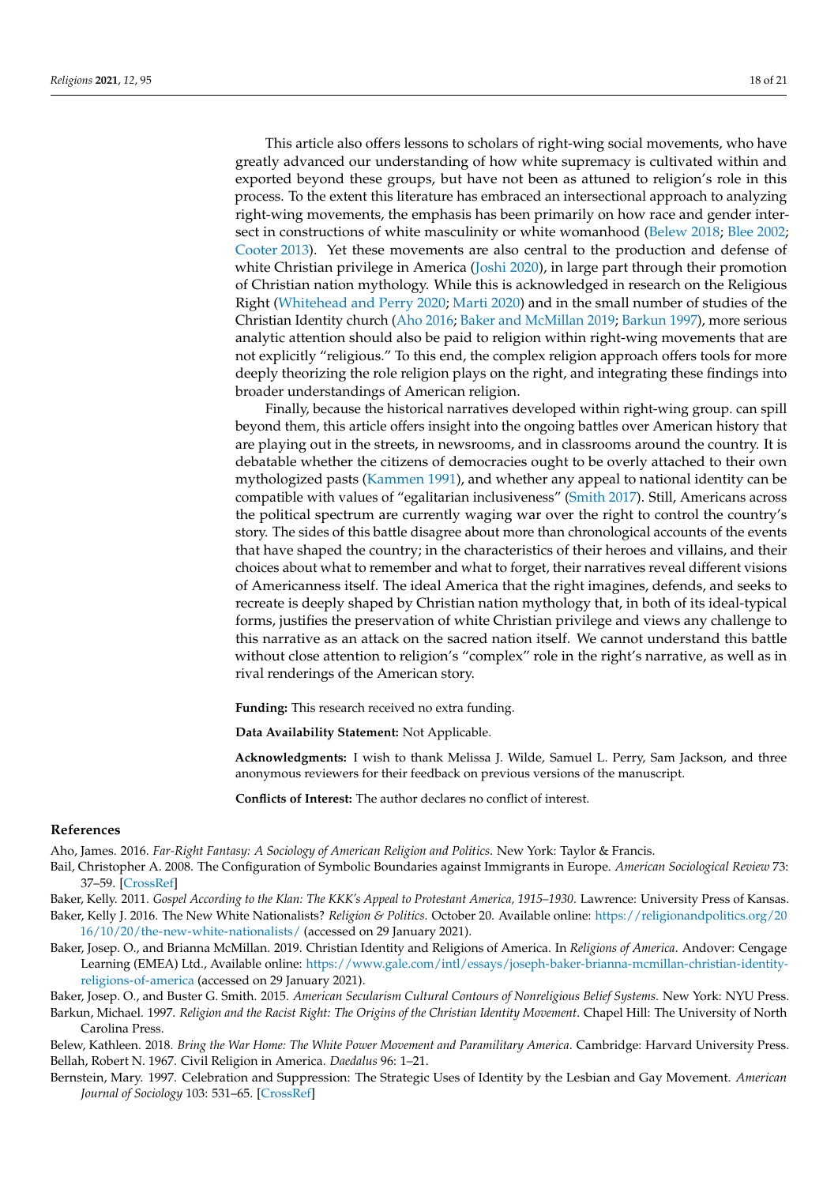This article also offers lessons to scholars of right-wing social movements, who have greatly advanced our understanding of how white supremacy is cultivated within and exported beyond these groups, but have not been as attuned to religion's role in this process. To the extent this literature has embraced an intersectional approach to analyzing right-wing movements, the emphasis has been primarily on how race and gender intersect in constructions of white masculinity or white womanhood (Belew 2018; Blee 2002; Cooter 2013). Yet these movements are also central to the production and defense of white Christian privilege in America (Joshi 2020), in large part through their promotion of Christian nation mythology. While this is acknowledged in research on the Religious Right (Whitehead and Perry 2020; Marti 2020) and in the small number of studies of the Christian Identity church (Aho 2016; Baker and McMillan 2019; Barkun 1997), more serious analytic attention should also be paid to religion within right-wing movements that are not explicitly "religious." To this end, the complex religion approach offers tools for more deeply theorizing the role religion plays on the right, and integrating these findings into broader understandings of American religion.

Finally, because the historical narratives developed within right-wing group. can spill beyond them, this article offers insight into the ongoing battles over American history that are playing out in the streets, in newsrooms, and in classrooms around the country. It is debatable whether the citizens of democracies ought to be overly attached to their own mythologized pasts (Kammen 1991), and whether any appeal to national identity can be compatible with values of "egalitarian inclusiveness" (Smith 2017). Still, Americans across the political spectrum are currently waging war over the right to control the country's story. The sides of this battle disagree about more than chronological accounts of the events that have shaped the country; in the characteristics of their heroes and villains, and their choices about what to remember and what to forget, their narratives reveal different visions of Americanness itself. The ideal America that the right imagines, defends, and seeks to recreate is deeply shaped by Christian nation mythology that, in both of its ideal-typical forms, justifies the preservation of white Christian privilege and views any challenge to this narrative as an attack on the sacred nation itself. We cannot understand this battle without close attention to religion's "complex" role in the right's narrative, as well as in rival renderings of the American story.

**Funding:** This research received no extra funding.

**Data Availability Statement:** Not Applicable.

**Acknowledgments:** I wish to thank Melissa J. Wilde, Samuel L. Perry, Sam Jackson, and three anonymous reviewers for their feedback on previous versions of the manuscript.

**Conflicts of Interest:** The author declares no conflict of interest.

## References

Aho, James. 2016. *Far-Right Fantasy: A Sociology of American Religion and Politics*. New York: Taylor & Francis.

Bail, Christopher A. 2008. The Configuration of Symbolic Boundaries against Immigrants in Europe. *American Sociological Review* 73: 37–59. [CrossRef]

Baker, Kelly. 2011. *Gospel According to the Klan: The KKK's Appeal to Protestant America, 1915–1930*. Lawrence: University Press of Kansas.

Baker, Kelly J. 2016. The New White Nationalists? *Religion & Politics*. October 20. Available online: https://religionandpolitics.org/2016/10/20/the-new-white-nationalists/ (accessed on 29 January 2021).

Baker, Josep. O., and Brianna McMillan. 2019. Christian Identity and Religions of America. In *Religions of America*. Andover: Cengage Learning (EMEA) Ltd., Available online: https://www.gale.com/intl/essays/joseph-baker-brianna-mcmillan-christian-identity-religions-of-america (accessed on 29 January 2021).

Baker, Josep. O., and Buster G. Smith. 2015. *American Secularism Cultural Contours of Nonreligious Belief Systems*. New York: NYU Press.

Barkun, Michael. 1997. *Religion and the Racist Right: The Origins of the Christian Identity Movement*. Chapel Hill: The University of North Carolina Press.

Belew, Kathleen. 2018. *Bring the War Home: The White Power Movement and Paramilitary America*. Cambridge: Harvard University Press.

Bellah, Robert N. 1967. Civil Religion in America. *Daedalus* 96: 1–21.

Bernstein, Mary. 1997. Celebration and Suppression: The Strategic Uses of Identity by the Lesbian and Gay Movement. *American Journal of Sociology* 103: 531–65. [CrossRef]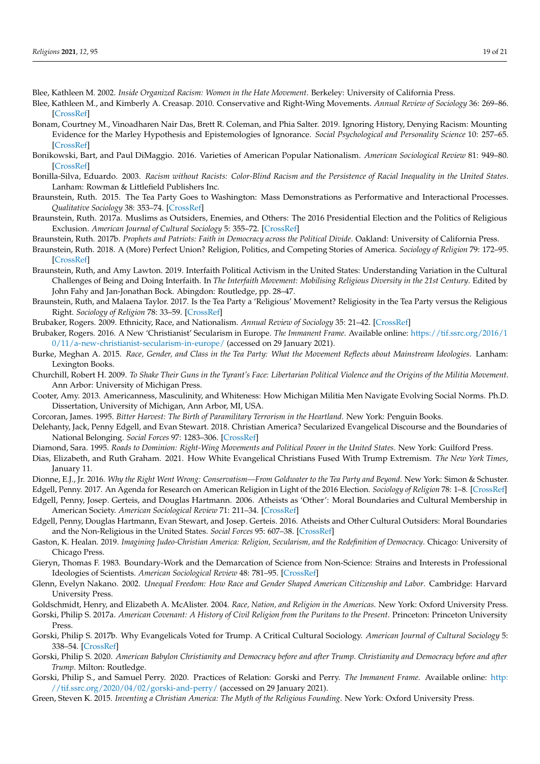Blee, Kathleen M. 2002. *Inside Organized Racism: Women in the Hate Movement*. Berkeley: University of California Press.

Blee, Kathleen M., and Kimberly A. Creasap. 2010. Conservative and Right-Wing Movements. *Annual Review of Sociology* 36: 269–86. [CrossRef]

Bonam, Courtney M., Vinoadharen Nair Das, Brett R. Coleman, and Phia Salter. 2019. Ignoring History, Denying Racism: Mounting Evidence for the Marley Hypothesis and Epistemologies of Ignorance. *Social Psychological and Personality Science* 10: 257–65. [CrossRef]

Bonikowski, Bart, and Paul DiMaggio. 2016. Varieties of American Popular Nationalism. *American Sociological Review* 81: 949–80. [CrossRef]

Bonilla-Silva, Eduardo. 2003. *Racism without Racists: Color-Blind Racism and the Persistence of Racial Inequality in the United States*. Lanham: Rowman & Littlefield Publishers Inc.

Braunstein, Ruth. 2015. The Tea Party Goes to Washington: Mass Demonstrations as Performative and Interactional Processes. *Qualitative Sociology* 38: 353–74. [CrossRef]

Braunstein, Ruth. 2017a. Muslims as Outsiders, Enemies, and Others: The 2016 Presidential Election and the Politics of Religious Exclusion. *American Journal of Cultural Sociology* 5: 355–72. [CrossRef]

Braunstein, Ruth. 2017b. *Prophets and Patriots: Faith in Democracy across the Political Divide*. Oakland: University of California Press.

Braunstein, Ruth. 2018. A (More) Perfect Union? Religion, Politics, and Competing Stories of America. *Sociology of Religion* 79: 172–95. [CrossRef]

Braunstein, Ruth, and Amy Lawton. 2019. Interfaith Political Activism in the United States: Understanding Variation in the Cultural Challenges of Being and Doing Interfaith. In *The Interfaith Movement: Mobilising Religious Diversity in the 21st Century*. Edited by John Fahy and Jan-Jonathan Bock. Abingdon: Routledge, pp. 28–47.

Braunstein, Ruth, and Malaena Taylor. 2017. Is the Tea Party a 'Religious' Movement? Religiosity in the Tea Party versus the Religious Right. *Sociology of Religion* 78: 33–59. [CrossRef]

Brubaker, Rogers. 2009. Ethnicity, Race, and Nationalism. *Annual Review of Sociology* 35: 21–42. [CrossRef]

Brubaker, Rogers. 2016. A New 'Christianist' Secularism in Europe. *The Immanent Frame*. Available online: https://tif.ssrc.org/2016/10/11/a-new-christianist-secularism-in-europe/ (accessed on 29 January 2021).

Burke, Meghan A. 2015. *Race, Gender, and Class in the Tea Party: What the Movement Reflects about Mainstream Ideologies*. Lanham: Lexington Books.

Churchill, Robert H. 2009. *To Shake Their Guns in the Tyrant's Face: Libertarian Political Violence and the Origins of the Militia Movement*. Ann Arbor: University of Michigan Press.

Cooter, Amy. 2013. Americanness, Masculinity, and Whiteness: How Michigan Militia Men Navigate Evolving Social Norms. Ph.D. Dissertation, University of Michigan, Ann Arbor, MI, USA.

Corcoran, James. 1995. *Bitter Harvest: The Birth of Paramilitary Terrorism in the Heartland*. New York: Penguin Books.

Delehanty, Jack, Penny Edgell, and Evan Stewart. 2018. Christian America? Secularized Evangelical Discourse and the Boundaries of National Belonging. *Social Forces* 97: 1283–306. [CrossRef]

Diamond, Sara. 1995. *Roads to Dominion: Right-Wing Movements and Political Power in the United States*. New York: Guilford Press.

Dias, Elizabeth, and Ruth Graham. 2021. How White Evangelical Christians Fused With Trump Extremism. *The New York Times*, January 11.

Dionne, E.J., Jr. 2016. *Why the Right Went Wrong: Conservatism—From Goldwater to the Tea Party and Beyond*. New York: Simon & Schuster.

Edgell, Penny. 2017. An Agenda for Research on American Religion in Light of the 2016 Election. *Sociology of Religion* 78: 1–8. [CrossRef]

Edgell, Penny, Josep. Gerteis, and Douglas Hartmann. 2006. Atheists as 'Other': Moral Boundaries and Cultural Membership in American Society. *American Sociological Review* 71: 211–34. [CrossRef]

Edgell, Penny, Douglas Hartmann, Evan Stewart, and Josep. Gerteis. 2016. Atheists and Other Cultural Outsiders: Moral Boundaries and the Non-Religious in the United States. *Social Forces* 95: 607–38. [CrossRef]

Gaston, K. Healan. 2019. *Imagining Judeo-Christian America: Religion, Secularism, and the Redefinition of Democracy*. Chicago: University of Chicago Press.

Gieryn, Thomas F. 1983. Boundary-Work and the Demarcation of Science from Non-Science: Strains and Interests in Professional Ideologies of Scientists. *American Sociological Review* 48: 781–95. [CrossRef]

Glenn, Evelyn Nakano. 2002. *Unequal Freedom: How Race and Gender Shaped American Citizenship and Labor*. Cambridge: Harvard University Press.

Goldschmidt, Henry, and Elizabeth A. McAlister. 2004. *Race, Nation, and Religion in the Americas.* New York: Oxford University Press.

Gorski, Philip S. 2017a. *American Covenant: A History of Civil Religion from the Puritans to the Present.* Princeton: Princeton University Press.

Gorski, Philip S. 2017b. Why Evangelicals Voted for Trump. A Critical Cultural Sociology. *American Journal of Cultural Sociology* 5: 338–54. [CrossRef]

Gorski, Philip S. 2020. *American Babylon Christianity and Democracy before and after Trump. Christianity and Democracy before and after Trump*. Milton: Routledge.

Gorski, Philip S., and Samuel Perry. 2020. Practices of Relation: Gorski and Perry. *The Immanent Frame*. Available online: http://tif.ssrc.org/2020/04/02/gorski-and-perry/ (accessed on 29 January 2021).

Green, Steven K. 2015. *Inventing a Christian America: The Myth of the Religious Founding.* New York: Oxford University Press.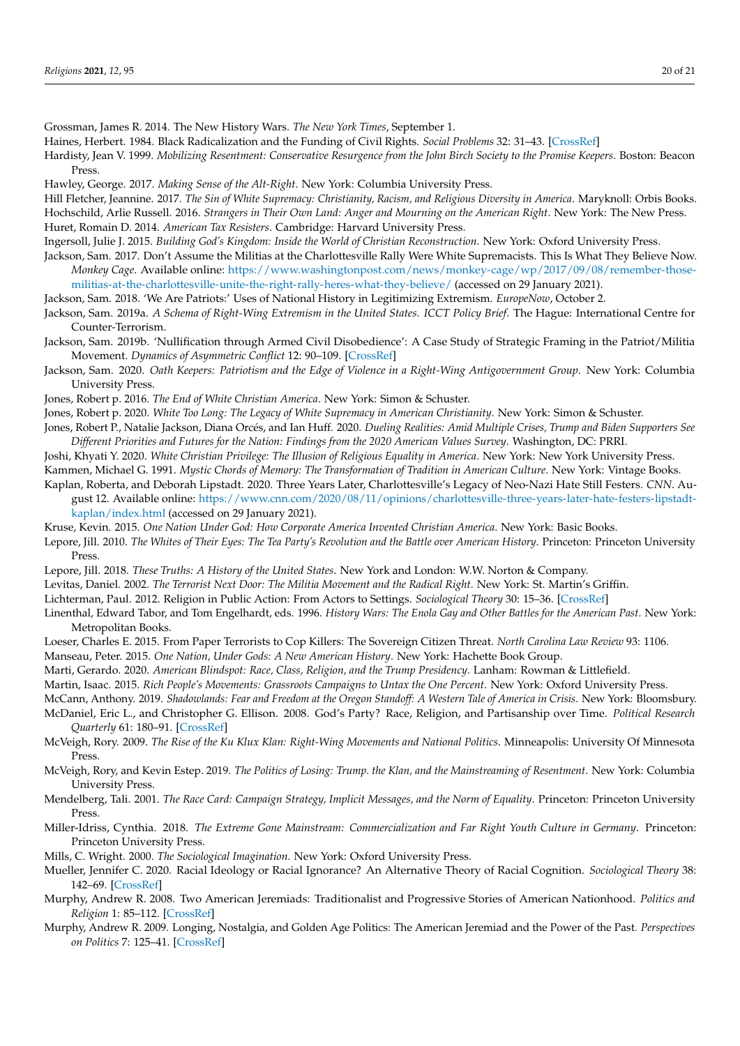Grossman, James R. 2014. The New History Wars. *The New York Times*, September 1.

Haines, Herbert. 1984. Black Radicalization and the Funding of Civil Rights. *Social Problems* 32: 31–43. [CrossRef]

Hardisty, Jean V. 1999. *Mobilizing Resentment: Conservative Resurgence from the John Birch Society to the Promise Keepers*. Boston: Beacon Press.

Hawley, George. 2017. *Making Sense of the Alt-Right*. New York: Columbia University Press.

Hill Fletcher, Jeannine. 2017. *The Sin of White Supremacy: Christianity, Racism, and Religious Diversity in America*. Maryknoll: Orbis Books.

Hochschild, Arlie Russell. 2016. *Strangers in Their Own Land: Anger and Mourning on the American Right*. New York: The New Press.

Huret, Romain D. 2014. *American Tax Resisters*. Cambridge: Harvard University Press.

Ingersoll, Julie J. 2015. *Building God's Kingdom: Inside the World of Christian Reconstruction*. New York: Oxford University Press.

Jackson, Sam. 2017. Don't Assume the Militias at the Charlottesville Rally Were White Supremacists. This Is What They Believe Now. *Monkey Cage*. Available online: https://www.washingtonpost.com/news/monkey-cage/wp/2017/09/08/remember-those-militias-at-the-charlottesville-unite-the-right-rally-heres-what-they-believe/ (accessed on 29 January 2021).

Jackson, Sam. 2018. 'We Are Patriots:' Uses of National History in Legitimizing Extremism. *EuropeNow*, October 2.

Jackson, Sam. 2019a. *A Schema of Right-Wing Extremism in the United States. ICCT Policy Brief*. The Hague: International Centre for Counter-Terrorism.

Jackson, Sam. 2019b. 'Nullification through Armed Civil Disobedience': A Case Study of Strategic Framing in the Patriot/Militia Movement. *Dynamics of Asymmetric Conflict* 12: 90–109. [CrossRef]

Jackson, Sam. 2020. *Oath Keepers: Patriotism and the Edge of Violence in a Right-Wing Antigovernment Group*. New York: Columbia University Press.

Jones, Robert p. 2016. *The End of White Christian America*. New York: Simon & Schuster.

Jones, Robert p. 2020. *White Too Long: The Legacy of White Supremacy in American Christianity*. New York: Simon & Schuster.

Jones, Robert P., Natalie Jackson, Diana Orcés, and Ian Huff. 2020. *Dueling Realities: Amid Multiple Crises, Trump and Biden Supporters See Different Priorities and Futures for the Nation: Findings from the 2020 American Values Survey*. Washington, DC: PRRI.

Joshi, Khyati Y. 2020. *White Christian Privilege: The Illusion of Religious Equality in America*. New York: New York University Press.

Kammen, Michael G. 1991. *Mystic Chords of Memory: The Transformation of Tradition in American Culture*. New York: Vintage Books.

Kaplan, Roberta, and Deborah Lipstadt. 2020. Three Years Later, Charlottesville's Legacy of Neo-Nazi Hate Still Festers. *CNN*. August 12. Available online: https://www.cnn.com/2020/08/11/opinions/charlottesville-three-years-later-hate-festers-lipstadt-kaplan/index.html (accessed on 29 January 2021).

Kruse, Kevin. 2015. *One Nation Under God: How Corporate America Invented Christian America*. New York: Basic Books.

Lepore, Jill. 2010. *The Whites of Their Eyes: The Tea Party's Revolution and the Battle over American History*. Princeton: Princeton University Press.

Lepore, Jill. 2018. *These Truths: A History of the United States*. New York and London: W.W. Norton & Company.

Levitas, Daniel. 2002. *The Terrorist Next Door: The Militia Movement and the Radical Right*. New York: St. Martin's Griffin.

Lichterman, Paul. 2012. Religion in Public Action: From Actors to Settings. *Sociological Theory* 30: 15–36. [CrossRef]

Linenthal, Edward Tabor, and Tom Engelhardt, eds. 1996. *History Wars: The Enola Gay and Other Battles for the American Past*. New York: Metropolitan Books.

Loeser, Charles E. 2015. From Paper Terrorists to Cop Killers: The Sovereign Citizen Threat. *North Carolina Law Review* 93: 1106.

Manseau, Peter. 2015. *One Nation, Under Gods: A New American History*. New York: Hachette Book Group.

Marti, Gerardo. 2020. *American Blindspot: Race, Class, Religion, and the Trump Presidency*. Lanham: Rowman & Littlefield.

Martin, Isaac. 2015. *Rich People's Movements: Grassroots Campaigns to Untax the One Percent*. New York: Oxford University Press.

McCann, Anthony. 2019. *Shadowlands: Fear and Freedom at the Oregon Standoff: A Western Tale of America in Crisis*. New York: Bloomsbury.

McDaniel, Eric L., and Christopher G. Ellison. 2008. God's Party? Race, Religion, and Partisanship over Time. *Political Research Quarterly* 61: 180–91. [CrossRef]

McVeigh, Rory. 2009. *The Rise of the Ku Klux Klan: Right-Wing Movements and National Politics*. Minneapolis: University Of Minnesota Press.

McVeigh, Rory, and Kevin Estep. 2019. *The Politics of Losing: Trump. the Klan, and the Mainstreaming of Resentment*. New York: Columbia University Press.

Mendelberg, Tali. 2001. *The Race Card: Campaign Strategy, Implicit Messages, and the Norm of Equality*. Princeton: Princeton University Press.

Miller-Idriss, Cynthia. 2018. *The Extreme Gone Mainstream: Commercialization and Far Right Youth Culture in Germany*. Princeton: Princeton University Press.

Mills, C. Wright. 2000. *The Sociological Imagination*. New York: Oxford University Press.

Mueller, Jennifer C. 2020. Racial Ideology or Racial Ignorance? An Alternative Theory of Racial Cognition. *Sociological Theory* 38: 142–69. [CrossRef]

Murphy, Andrew R. 2008. Two American Jeremiads: Traditionalist and Progressive Stories of American Nationhood. *Politics and Religion* 1: 85–112. [CrossRef]

Murphy, Andrew R. 2009. Longing, Nostalgia, and Golden Age Politics: The American Jeremiad and the Power of the Past. *Perspectives on Politics* 7: 125–41. [CrossRef]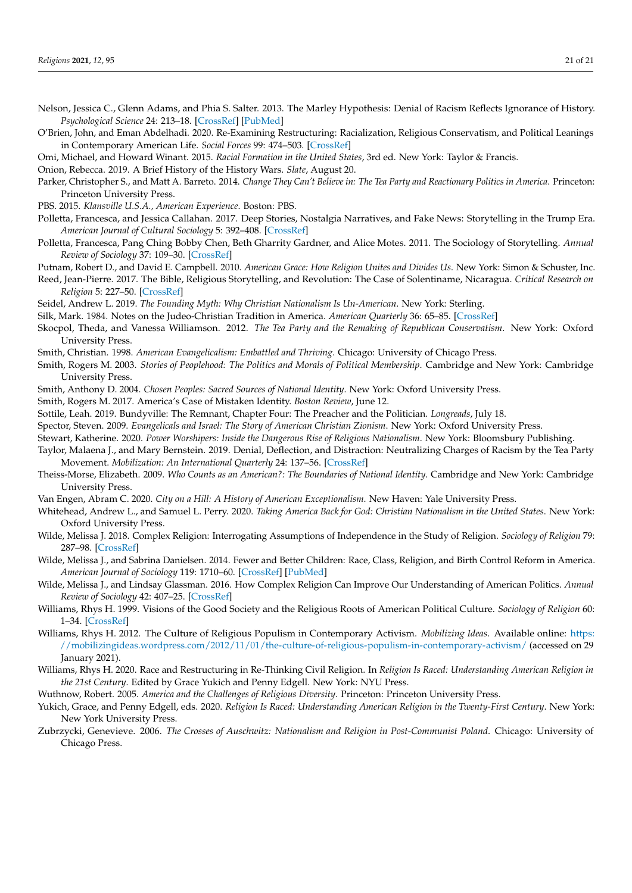Nelson, Jessica C., Glenn Adams, and Phia S. Salter. 2013. The Marley Hypothesis: Denial of Racism Reflects Ignorance of History. *Psychological Science* 24: 213–18. [CrossRef] [PubMed]

O'Brien, John, and Eman Abdelhadi. 2020. Re-Examining Restructuring: Racialization, Religious Conservatism, and Political Leanings in Contemporary American Life. *Social Forces* 99: 474–503. [CrossRef]

Omi, Michael, and Howard Winant. 2015. *Racial Formation in the United States*, 3rd ed. New York: Taylor & Francis.

Onion, Rebecca. 2019. A Brief History of the History Wars. *Slate*, August 20.

Parker, Christopher S., and Matt A. Barreto. 2014. *Change They Can't Believe in: The Tea Party and Reactionary Politics in America*. Princeton: Princeton University Press.

PBS. 2015. *Klansville U.S.A., American Experience*. Boston: PBS.

Polletta, Francesca, and Jessica Callahan. 2017. Deep Stories, Nostalgia Narratives, and Fake News: Storytelling in the Trump Era. *American Journal of Cultural Sociology* 5: 392–408. [CrossRef]

Polletta, Francesca, Pang Ching Bobby Chen, Beth Gharrity Gardner, and Alice Motes. 2011. The Sociology of Storytelling. *Annual Review of Sociology* 37: 109–30. [CrossRef]

Putnam, Robert D., and David E. Campbell. 2010. *American Grace: How Religion Unites and Divides Us*. New York: Simon & Schuster, Inc.

Reed, Jean-Pierre. 2017. The Bible, Religious Storytelling, and Revolution: The Case of Solentiname, Nicaragua. *Critical Research on Religion* 5: 227–50. [CrossRef]

Seidel, Andrew L. 2019. *The Founding Myth: Why Christian Nationalism Is Un-American*. New York: Sterling.

Silk, Mark. 1984. Notes on the Judeo-Christian Tradition in America. *American Quarterly* 36: 65–85. [CrossRef]

Skocpol, Theda, and Vanessa Williamson. 2012. *The Tea Party and the Remaking of Republican Conservatism*. New York: Oxford University Press.

Smith, Christian. 1998. *American Evangelicalism: Embattled and Thriving*. Chicago: University of Chicago Press.

Smith, Rogers M. 2003. *Stories of Peoplehood: The Politics and Morals of Political Membership*. Cambridge and New York: Cambridge University Press.

Smith, Anthony D. 2004. *Chosen Peoples: Sacred Sources of National Identity*. New York: Oxford University Press.

Smith, Rogers M. 2017. America's Case of Mistaken Identity. *Boston Review*, June 12.

Sottile, Leah. 2019. Bundyville: The Remnant, Chapter Four: The Preacher and the Politician. *Longreads*, July 18.

Spector, Steven. 2009. *Evangelicals and Israel: The Story of American Christian Zionism*. New York: Oxford University Press.

Stewart, Katherine. 2020. *Power Worshipers: Inside the Dangerous Rise of Religious Nationalism*. New York: Bloomsbury Publishing.

Taylor, Malaena J., and Mary Bernstein. 2019. Denial, Deflection, and Distraction: Neutralizing Charges of Racism by the Tea Party Movement. *Mobilization: An International Quarterly* 24: 137–56. [CrossRef]

Theiss-Morse, Elizabeth. 2009. *Who Counts as an American?: The Boundaries of National Identity*. Cambridge and New York: Cambridge University Press.

Van Engen, Abram C. 2020. *City on a Hill: A History of American Exceptionalism*. New Haven: Yale University Press.

Whitehead, Andrew L., and Samuel L. Perry. 2020. *Taking America Back for God: Christian Nationalism in the United States*. New York: Oxford University Press.

Wilde, Melissa J. 2018. Complex Religion: Interrogating Assumptions of Independence in the Study of Religion. *Sociology of Religion* 79: 287–98. [CrossRef]

Wilde, Melissa J., and Sabrina Danielsen. 2014. Fewer and Better Children: Race, Class, Religion, and Birth Control Reform in America. *American Journal of Sociology* 119: 1710–60. [CrossRef] [PubMed]

Wilde, Melissa J., and Lindsay Glassman. 2016. How Complex Religion Can Improve Our Understanding of American Politics. *Annual Review of Sociology* 42: 407–25. [CrossRef]

Williams, Rhys H. 1999. Visions of the Good Society and the Religious Roots of American Political Culture. *Sociology of Religion* 60: 1–34. [CrossRef]

Williams, Rhys H. 2012. The Culture of Religious Populism in Contemporary Activism. *Mobilizing Ideas*. Available online: https://mobilizingideas.wordpress.com/2012/11/01/the-culture-of-religious-populism-in-contemporary-activism/ (accessed on 29 January 2021).

Williams, Rhys H. 2020. Race and Restructuring in Re-Thinking Civil Religion. In *Religion Is Raced: Understanding American Religion in the 21st Century*. Edited by Grace Yukich and Penny Edgell. New York: NYU Press.

Wuthnow, Robert. 2005. *America and the Challenges of Religious Diversity*. Princeton: Princeton University Press.

Yukich, Grace, and Penny Edgell, eds. 2020. *Religion Is Raced: Understanding American Religion in the Twenty-First Century*. New York: New York University Press.

Zubrzycki, Genevieve. 2006. *The Crosses of Auschwitz: Nationalism and Religion in Post-Communist Poland*. Chicago: University of Chicago Press.